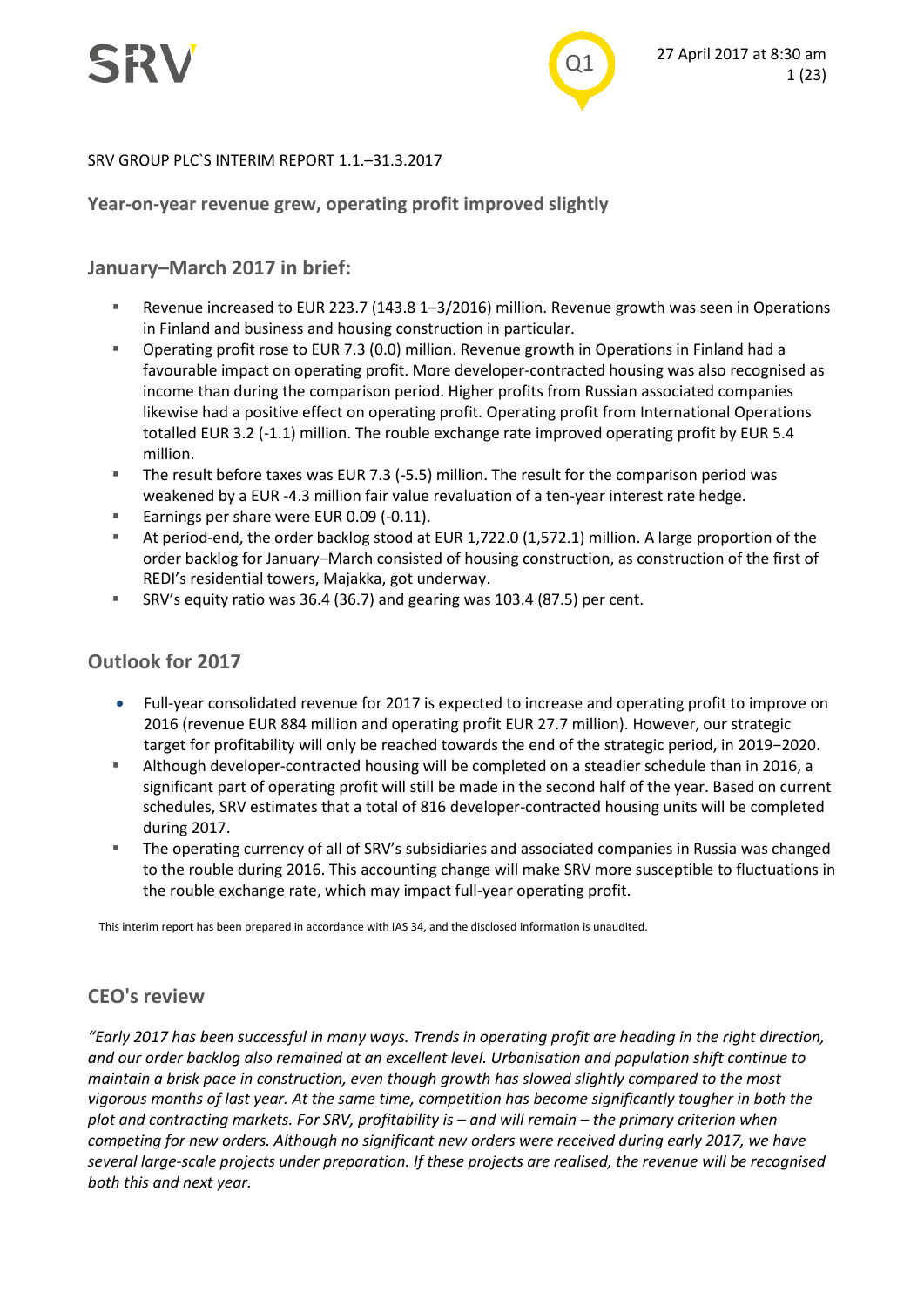SRV GROUP PLC`S INTERIM REPORT 1.1.–31.3.2017

## Year-on-year revenue grew, operating profit improved slightly

## January–March 2017 in brief:

- Revenue increased to EUR 223.7 (143.8 1–3/2016) million. Revenue growth was seen in Operations in Finland and business and housing construction in particular.
- Operating profit rose to EUR 7.3 (0.0) million. Revenue growth in Operations in Finland had a favourable impact on operating profit. More developer-contracted housing was also recognised as income than during the comparison period. Higher profits from Russian associated companies likewise had a positive effect on operating profit. Operating profit from International Operations totalled EUR 3.2 (-1.1) million. The rouble exchange rate improved operating profit by EUR 5.4 million.
- The result before taxes was EUR 7.3 (-5.5) million. The result for the comparison period was weakened by a EUR -4.3 million fair value revaluation of a ten-year interest rate hedge.
- Earnings per share were EUR 0.09 (-0.11).
- At period-end, the order backlog stood at EUR 1,722.0 (1,572.1) million. A large proportion of the order backlog for January–March consisted of housing construction, as construction of the first of REDI's residential towers, Majakka, got underway.
- SRV's equity ratio was 36.4 (36.7) and gearing was 103.4 (87.5) per cent.

## Outlook for 2017

- Full-year consolidated revenue for 2017 is expected to increase and operating profit to improve on 2016 (revenue EUR 884 million and operating profit EUR 27.7 million). However, our strategic target for profitability will only be reached towards the end of the strategic period, in 2019−2020.
- Although developer-contracted housing will be completed on a steadier schedule than in 2016, a significant part of operating profit will still be made in the second half of the year. Based on current schedules, SRV estimates that a total of 816 developer-contracted housing units will be completed during 2017.
- The operating currency of all of SRV's subsidiaries and associated companies in Russia was changed to the rouble during 2016. This accounting change will make SRV more susceptible to fluctuations in the rouble exchange rate, which may impact full-year operating profit.

This interim report has been prepared in accordance with IAS 34, and the disclosed information is unaudited.

## CEO's review

*"Early 2017 has been successful in many ways. Trends in operating profit are heading in the right direction, and our order backlog also remained at an excellent level. Urbanisation and population shift continue to maintain a brisk pace in construction, even though growth has slowed slightly compared to the most vigorous months of last year. At the same time, competition has become significantly tougher in both the plot and contracting markets. For SRV, profitability is – and will remain – the primary criterion when competing for new orders. Although no significant new orders were received during early 2017, we have several large-scale projects under preparation. If these projects are realised, the revenue will be recognised both this and next year.*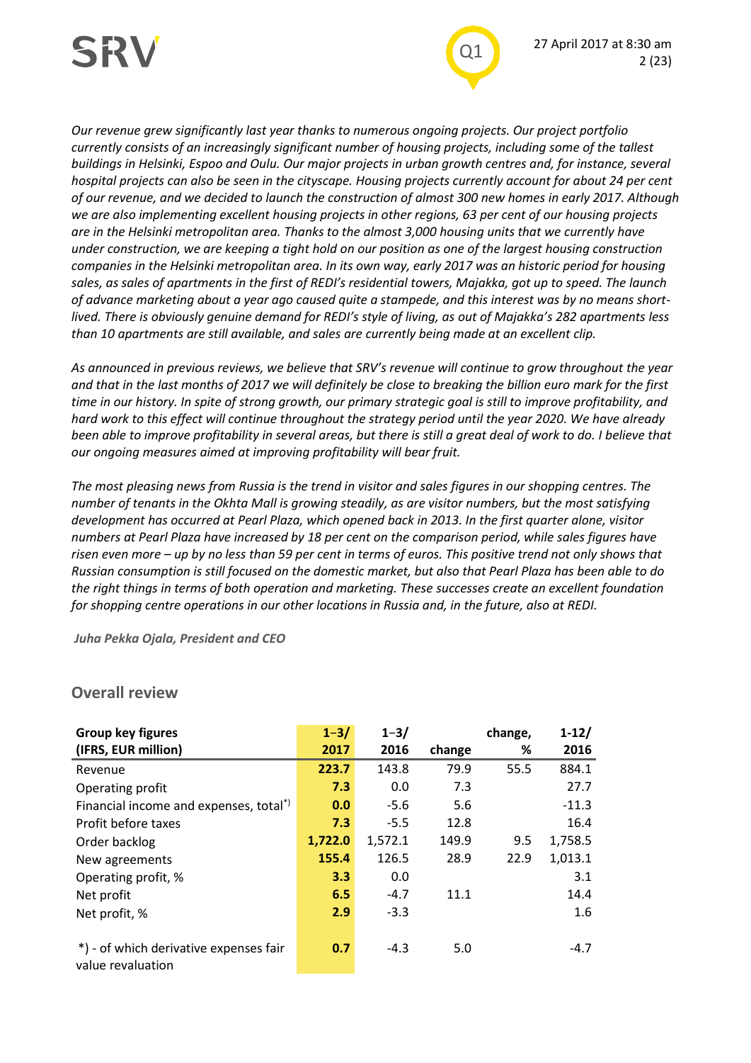*Our revenue grew significantly last year thanks to numerous ongoing projects. Our project portfolio currently consists of an increasingly significant number of housing projects, including some of the tallest buildings in Helsinki, Espoo and Oulu. Our major projects in urban growth centres and, for instance, several hospital projects can also be seen in the cityscape. Housing projects currently account for about 24 per cent of our revenue, and we decided to launch the construction of almost 300 new homes in early 2017. Although we are also implementing excellent housing projects in other regions, 63 per cent of our housing projects are in the Helsinki metropolitan area. Thanks to the almost 3,000 housing units that we currently have under construction, we are keeping a tight hold on our position as one of the largest housing construction companies in the Helsinki metropolitan area. In its own way, early 2017 was an historic period for housing sales, as sales of apartments in the first of REDI's residential towers, Majakka, got up to speed. The launch of advance marketing about a year ago caused quite a stampede, and this interest was by no means short-lived. There is obviously genuine demand for REDI's style of living, as out of Majakka's 282 apartments less than 10 apartments are still available, and sales are currently being made at an excellent clip.*

*As announced in previous reviews, we believe that SRV's revenue will continue to grow throughout the year and that in the last months of 2017 we will definitely be close to breaking the billion euro mark for the first time in our history. In spite of strong growth, our primary strategic goal is still to improve profitability, and hard work to this effect will continue throughout the strategy period until the year 2020. We have already been able to improve profitability in several areas, but there is still a great deal of work to do. I believe that our ongoing measures aimed at improving profitability will bear fruit.*

*The most pleasing news from Russia is the trend in visitor and sales figures in our shopping centres. The number of tenants in the Okhta Mall is growing steadily, as are visitor numbers, but the most satisfying development has occurred at Pearl Plaza, which opened back in 2013. In the first quarter alone, visitor numbers at Pearl Plaza have increased by 18 per cent on the comparison period, while sales figures have risen even more – up by no less than 59 per cent in terms of euros. This positive trend not only shows that Russian consumption is still focused on the domestic market, but also that Pearl Plaza has been able to do the right things in terms of both operation and marketing. These successes create an excellent foundation for shopping centre operations in our other locations in Russia and, in the future, also at REDI.*

***Juha Pekka Ojala, President and CEO***

## Overall review

| Group key figures (IFRS, EUR million) | 1–3/ 2017 | 1–3/ 2016 | change | change, % | 1-12/ 2016 |
|---|---|---|---|---|---|
| Revenue | **223.7** | 143.8 | 79.9 | 55.5 | 884.1 |
| Operating profit | **7.3** | 0.0 | 7.3 | | 27.7 |
| Financial income and expenses, total*) | **0.0** | -5.6 | 5.6 | | -11.3 |
| Profit before taxes | **7.3** | -5.5 | 12.8 | | 16.4 |
| Order backlog | **1,722.0** | 1,572.1 | 149.9 | 9.5 | 1,758.5 |
| New agreements | **155.4** | 126.5 | 28.9 | 22.9 | 1,013.1 |
| Operating profit, % | **3.3** | 0.0 | | | 3.1 |
| Net profit | **6.5** | -4.7 | 11.1 | | 14.4 |
| Net profit, % | **2.9** | -3.3 | | | 1.6 |
| | | | | | |
| *) - of which derivative expenses fair value revaluation | **0.7** | -4.3 | 5.0 | | -4.7 |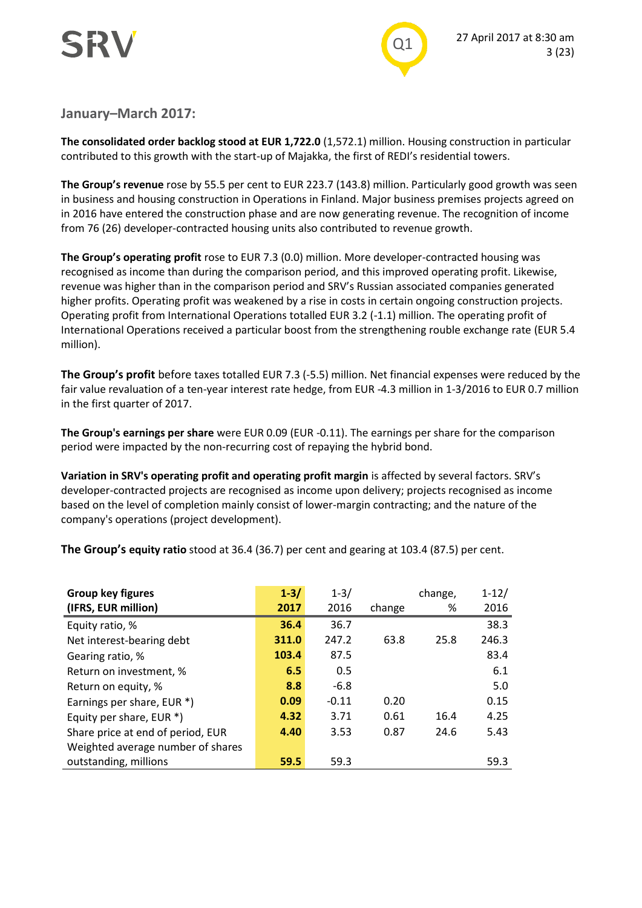## January–March 2017:

**The consolidated order backlog stood at EUR 1,722.0** (1,572.1) million. Housing construction in particular contributed to this growth with the start-up of Majakka, the first of REDI's residential towers.

**The Group's revenue** rose by 55.5 per cent to EUR 223.7 (143.8) million. Particularly good growth was seen in business and housing construction in Operations in Finland. Major business premises projects agreed on in 2016 have entered the construction phase and are now generating revenue. The recognition of income from 76 (26) developer-contracted housing units also contributed to revenue growth.

**The Group's operating profit** rose to EUR 7.3 (0.0) million. More developer-contracted housing was recognised as income than during the comparison period, and this improved operating profit. Likewise, revenue was higher than in the comparison period and SRV's Russian associated companies generated higher profits. Operating profit was weakened by a rise in costs in certain ongoing construction projects. Operating profit from International Operations totalled EUR 3.2 (-1.1) million. The operating profit of International Operations received a particular boost from the strengthening rouble exchange rate (EUR 5.4 million).

**The Group's profit** before taxes totalled EUR 7.3 (-5.5) million. Net financial expenses were reduced by the fair value revaluation of a ten-year interest rate hedge, from EUR -4.3 million in 1-3/2016 to EUR 0.7 million in the first quarter of 2017.

**The Group's earnings per share** were EUR 0.09 (EUR -0.11). The earnings per share for the comparison period were impacted by the non-recurring cost of repaying the hybrid bond.

**Variation in SRV's operating profit and operating profit margin** is affected by several factors. SRV's developer-contracted projects are recognised as income upon delivery; projects recognised as income based on the level of completion mainly consist of lower-margin contracting; and the nature of the company's operations (project development).

**The Group's equity ratio** stood at 36.4 (36.7) per cent and gearing at 103.4 (87.5) per cent.

| Group key figures (IFRS, EUR million) | 1-3/ 2017 | 1-3/ 2016 | change | change, % | 1-12/ 2016 |
|---|---|---|---|---|---|
| Equity ratio, % | **36.4** | 36.7 | | | 38.3 |
| Net interest-bearing debt | **311.0** | 247.2 | 63.8 | 25.8 | 246.3 |
| Gearing ratio, % | **103.4** | 87.5 | | | 83.4 |
| Return on investment, % | **6.5** | 0.5 | | | 6.1 |
| Return on equity, % | **8.8** | -6.8 | | | 5.0 |
| Earnings per share, EUR *) | **0.09** | -0.11 | 0.20 | | 0.15 |
| Equity per share, EUR *) | **4.32** | 3.71 | 0.61 | 16.4 | 4.25 |
| Share price at end of period, EUR | **4.40** | 3.53 | 0.87 | 24.6 | 5.43 |
| Weighted average number of shares outstanding, millions | **59.5** | 59.3 | | | 59.3 |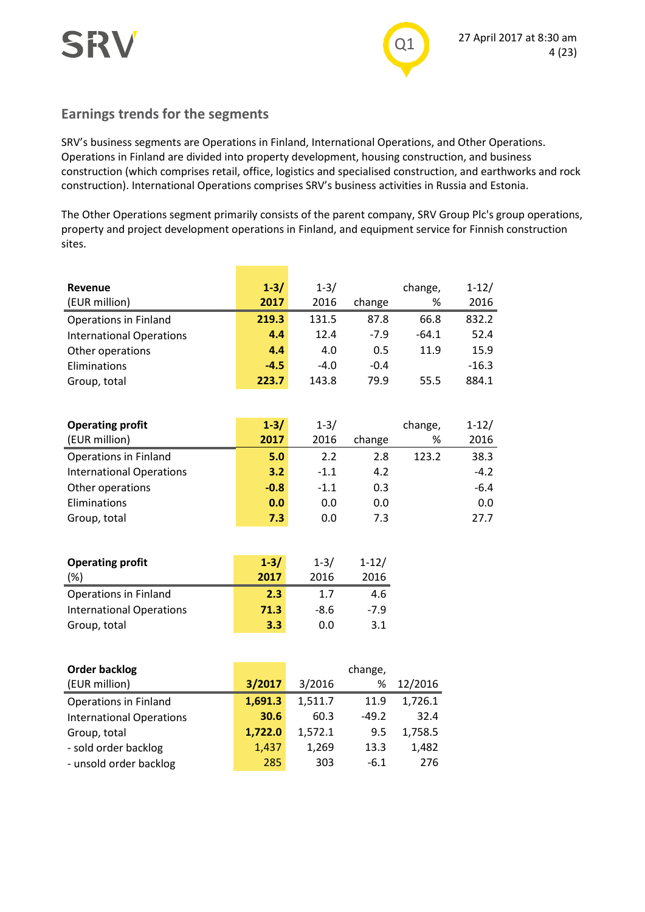## Earnings trends for the segments

SRV's business segments are Operations in Finland, International Operations, and Other Operations. Operations in Finland are divided into property development, housing construction, and business construction (which comprises retail, office, logistics and specialised construction, and earthworks and rock construction). International Operations comprises SRV's business activities in Russia and Estonia.

The Other Operations segment primarily consists of the parent company, SRV Group Plc's group operations, property and project development operations in Finland, and equipment service for Finnish construction sites.

| **Revenue** (EUR million) | **1-3/ 2017** | 1-3/ 2016 | change | change, % | 1-12/ 2016 |
|---|---|---|---|---|---|
| Operations in Finland | **219.3** | 131.5 | 87.8 | 66.8 | 832.2 |
| International Operations | **4.4** | 12.4 | -7.9 | -64.1 | 52.4 |
| Other operations | **4.4** | 4.0 | 0.5 | 11.9 | 15.9 |
| Eliminations | **-4.5** | -4.0 | -0.4 | | -16.3 |
| Group, total | **223.7** | 143.8 | 79.9 | 55.5 | 884.1 |

| **Operating profit** (EUR million) | **1-3/ 2017** | 1-3/ 2016 | change | change, % | 1-12/ 2016 |
|---|---|---|---|---|---|
| Operations in Finland | **5.0** | 2.2 | 2.8 | 123.2 | 38.3 |
| International Operations | **3.2** | -1.1 | 4.2 | | -4.2 |
| Other operations | **-0.8** | -1.1 | 0.3 | | -6.4 |
| Eliminations | **0.0** | 0.0 | 0.0 | | 0.0 |
| Group, total | **7.3** | 0.0 | 7.3 | | 27.7 |

| **Operating profit** (%) | **1-3/ 2017** | 1-3/ 2016 | 1-12/ 2016 |
|---|---|---|---|
| Operations in Finland | **2.3** | 1.7 | 4.6 |
| International Operations | **71.3** | -8.6 | -7.9 |
| Group, total | **3.3** | 0.0 | 3.1 |

| **Order backlog** (EUR million) | **3/2017** | 3/2016 | change, % | 12/2016 |
|---|---|---|---|---|
| Operations in Finland | **1,691.3** | 1,511.7 | 11.9 | 1,726.1 |
| International Operations | **30.6** | 60.3 | -49.2 | 32.4 |
| Group, total | **1,722.0** | 1,572.1 | 9.5 | 1,758.5 |
| - sold order backlog | 1,437 | 1,269 | 13.3 | 1,482 |
| - unsold order backlog | 285 | 303 | -6.1 | 276 |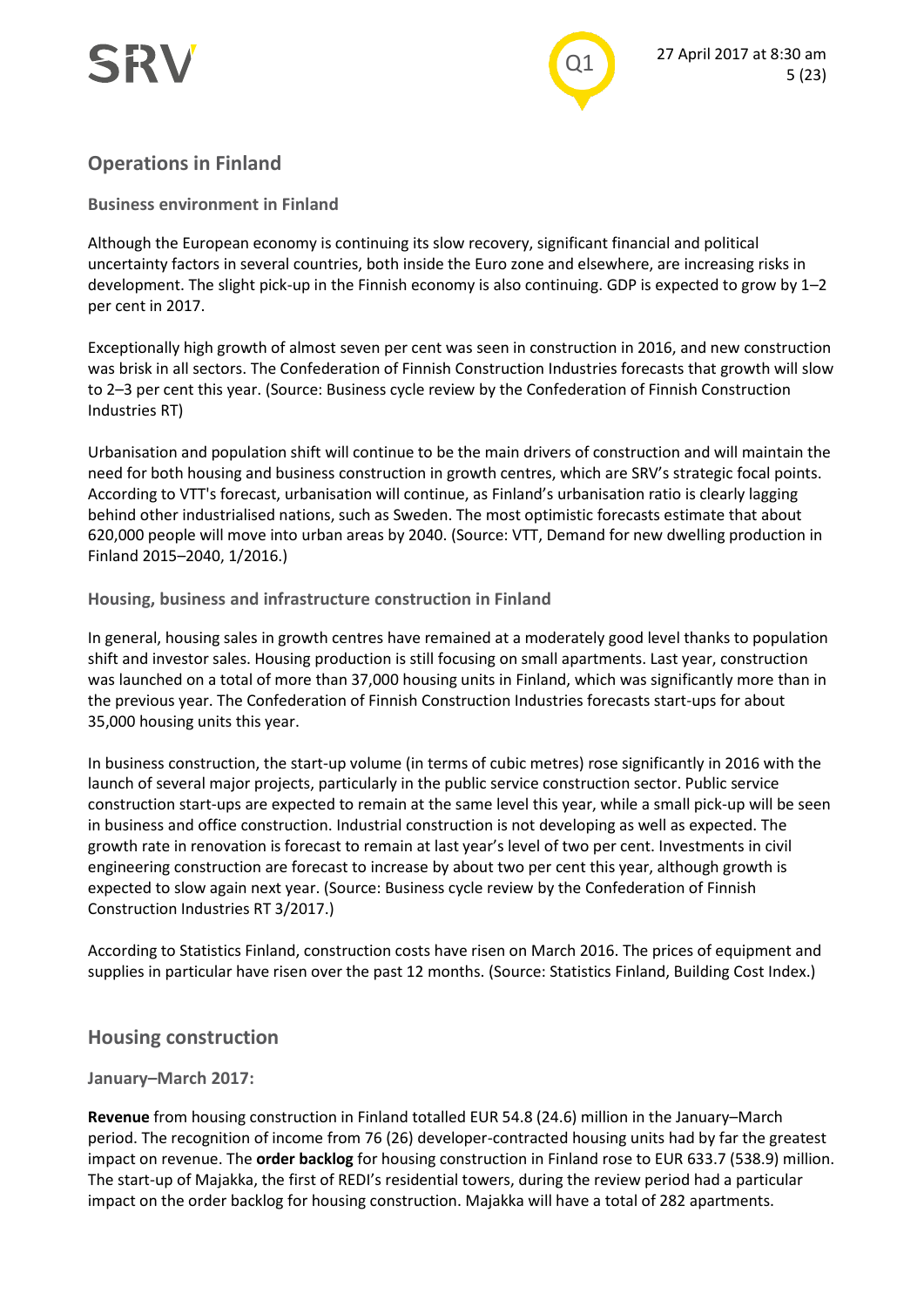## Operations in Finland

### Business environment in Finland

Although the European economy is continuing its slow recovery, significant financial and political uncertainty factors in several countries, both inside the Euro zone and elsewhere, are increasing risks in development. The slight pick-up in the Finnish economy is also continuing. GDP is expected to grow by 1–2 per cent in 2017.

Exceptionally high growth of almost seven per cent was seen in construction in 2016, and new construction was brisk in all sectors. The Confederation of Finnish Construction Industries forecasts that growth will slow to 2–3 per cent this year. (Source: Business cycle review by the Confederation of Finnish Construction Industries RT)

Urbanisation and population shift will continue to be the main drivers of construction and will maintain the need for both housing and business construction in growth centres, which are SRV's strategic focal points. According to VTT's forecast, urbanisation will continue, as Finland's urbanisation ratio is clearly lagging behind other industrialised nations, such as Sweden. The most optimistic forecasts estimate that about 620,000 people will move into urban areas by 2040. (Source: VTT, Demand for new dwelling production in Finland 2015–2040, 1/2016.)

### Housing, business and infrastructure construction in Finland

In general, housing sales in growth centres have remained at a moderately good level thanks to population shift and investor sales. Housing production is still focusing on small apartments. Last year, construction was launched on a total of more than 37,000 housing units in Finland, which was significantly more than in the previous year. The Confederation of Finnish Construction Industries forecasts start-ups for about 35,000 housing units this year.

In business construction, the start-up volume (in terms of cubic metres) rose significantly in 2016 with the launch of several major projects, particularly in the public service construction sector. Public service construction start-ups are expected to remain at the same level this year, while a small pick-up will be seen in business and office construction. Industrial construction is not developing as well as expected. The growth rate in renovation is forecast to remain at last year's level of two per cent. Investments in civil engineering construction are forecast to increase by about two per cent this year, although growth is expected to slow again next year. (Source: Business cycle review by the Confederation of Finnish Construction Industries RT 3/2017.)

According to Statistics Finland, construction costs have risen on March 2016. The prices of equipment and supplies in particular have risen over the past 12 months. (Source: Statistics Finland, Building Cost Index.)

## Housing construction

### January–March 2017:

**Revenue** from housing construction in Finland totalled EUR 54.8 (24.6) million in the January–March period. The recognition of income from 76 (26) developer-contracted housing units had by far the greatest impact on revenue. The **order backlog** for housing construction in Finland rose to EUR 633.7 (538.9) million. The start-up of Majakka, the first of REDI's residential towers, during the review period had a particular impact on the order backlog for housing construction. Majakka will have a total of 282 apartments.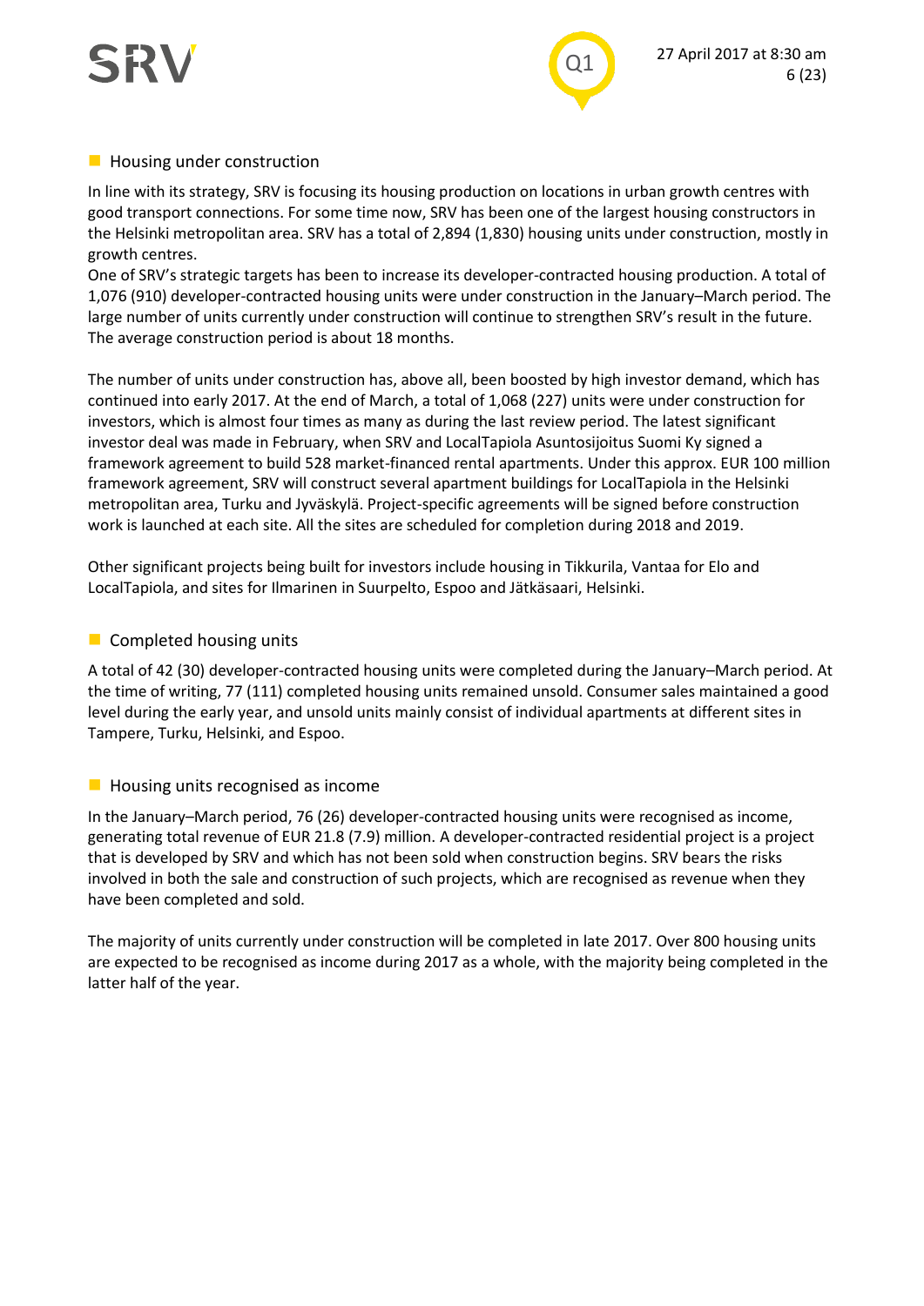## Housing under construction

In line with its strategy, SRV is focusing its housing production on locations in urban growth centres with good transport connections. For some time now, SRV has been one of the largest housing constructors in the Helsinki metropolitan area. SRV has a total of 2,894 (1,830) housing units under construction, mostly in growth centres.

One of SRV's strategic targets has been to increase its developer-contracted housing production. A total of 1,076 (910) developer-contracted housing units were under construction in the January–March period. The large number of units currently under construction will continue to strengthen SRV's result in the future. The average construction period is about 18 months.

The number of units under construction has, above all, been boosted by high investor demand, which has continued into early 2017. At the end of March, a total of 1,068 (227) units were under construction for investors, which is almost four times as many as during the last review period. The latest significant investor deal was made in February, when SRV and LocalTapiola Asuntosijoitus Suomi Ky signed a framework agreement to build 528 market-financed rental apartments. Under this approx. EUR 100 million framework agreement, SRV will construct several apartment buildings for LocalTapiola in the Helsinki metropolitan area, Turku and Jyväskylä. Project-specific agreements will be signed before construction work is launched at each site. All the sites are scheduled for completion during 2018 and 2019.

Other significant projects being built for investors include housing in Tikkurila, Vantaa for Elo and LocalTapiola, and sites for Ilmarinen in Suurpelto, Espoo and Jätkäsaari, Helsinki.

## Completed housing units

A total of 42 (30) developer-contracted housing units were completed during the January–March period. At the time of writing, 77 (111) completed housing units remained unsold. Consumer sales maintained a good level during the early year, and unsold units mainly consist of individual apartments at different sites in Tampere, Turku, Helsinki, and Espoo.

## Housing units recognised as income

In the January–March period, 76 (26) developer-contracted housing units were recognised as income, generating total revenue of EUR 21.8 (7.9) million. A developer-contracted residential project is a project that is developed by SRV and which has not been sold when construction begins. SRV bears the risks involved in both the sale and construction of such projects, which are recognised as revenue when they have been completed and sold.

The majority of units currently under construction will be completed in late 2017. Over 800 housing units are expected to be recognised as income during 2017 as a whole, with the majority being completed in the latter half of the year.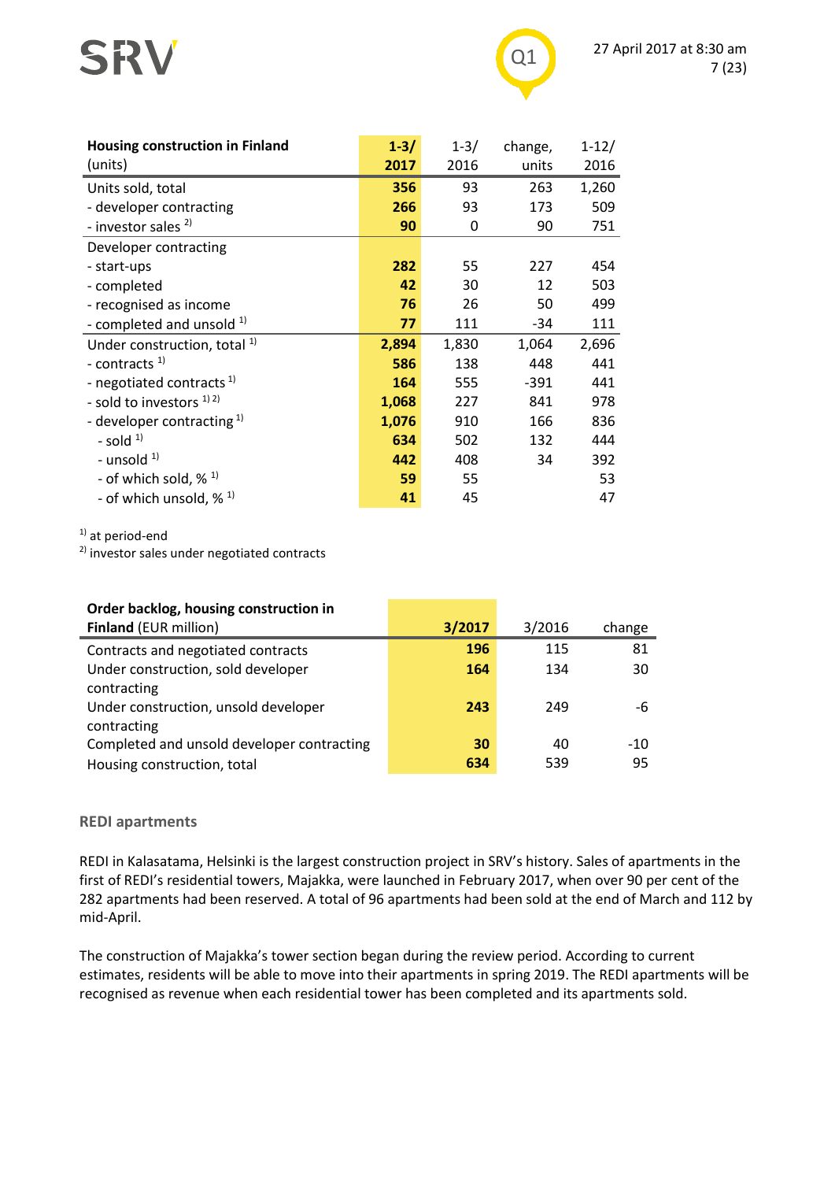| **Housing construction in Finland** (units) | **1-3/ 2017** | 1-3/ 2016 | change, units | 1-12/ 2016 |
|---|---|---|---|---|
| Units sold, total | **356** | 93 | 263 | 1,260 |
| - developer contracting | **266** | 93 | 173 | 509 |
| - investor sales [2] | **90** | 0 | 90 | 751 |
| Developer contracting | | | | |
| - start-ups | **282** | 55 | 227 | 454 |
| - completed | **42** | 30 | 12 | 503 |
| - recognised as income | **76** | 26 | 50 | 499 |
| - completed and unsold [1] | **77** | 111 | -34 | 111 |
| Under construction, total [1] | **2,894** | 1,830 | 1,064 | 2,696 |
| - contracts [1] | **586** | 138 | 448 | 441 |
| - negotiated contracts [1] | **164** | 555 | -391 | 441 |
| - sold to investors [1] [2] | **1,068** | 227 | 841 | 978 |
| - developer contracting [1] | **1,076** | 910 | 166 | 836 |
| - sold [1] | **634** | 502 | 132 | 444 |
| - unsold [1] | **442** | 408 | 34 | 392 |
| - of which sold, % [1] | **59** | 55 | | 53 |
| - of which unsold, % [1] | **41** | 45 | | 47 |

[1] at period-end
[2] investor sales under negotiated contracts

| **Order backlog, housing construction in Finland** (EUR million) | **3/2017** | 3/2016 | change |
|---|---|---|---|
| Contracts and negotiated contracts | **196** | 115 | 81 |
| Under construction, sold developer contracting | **164** | 134 | 30 |
| Under construction, unsold developer contracting | **243** | 249 | -6 |
| Completed and unsold developer contracting | **30** | 40 | -10 |
| Housing construction, total | **634** | 539 | 95 |

## REDI apartments

REDI in Kalasatama, Helsinki is the largest construction project in SRV's history. Sales of apartments in the first of REDI's residential towers, Majakka, were launched in February 2017, when over 90 per cent of the 282 apartments had been reserved. A total of 96 apartments had been sold at the end of March and 112 by mid-April.

The construction of Majakka's tower section began during the review period. According to current estimates, residents will be able to move into their apartments in spring 2019. The REDI apartments will be recognised as revenue when each residential tower has been completed and its apartments sold.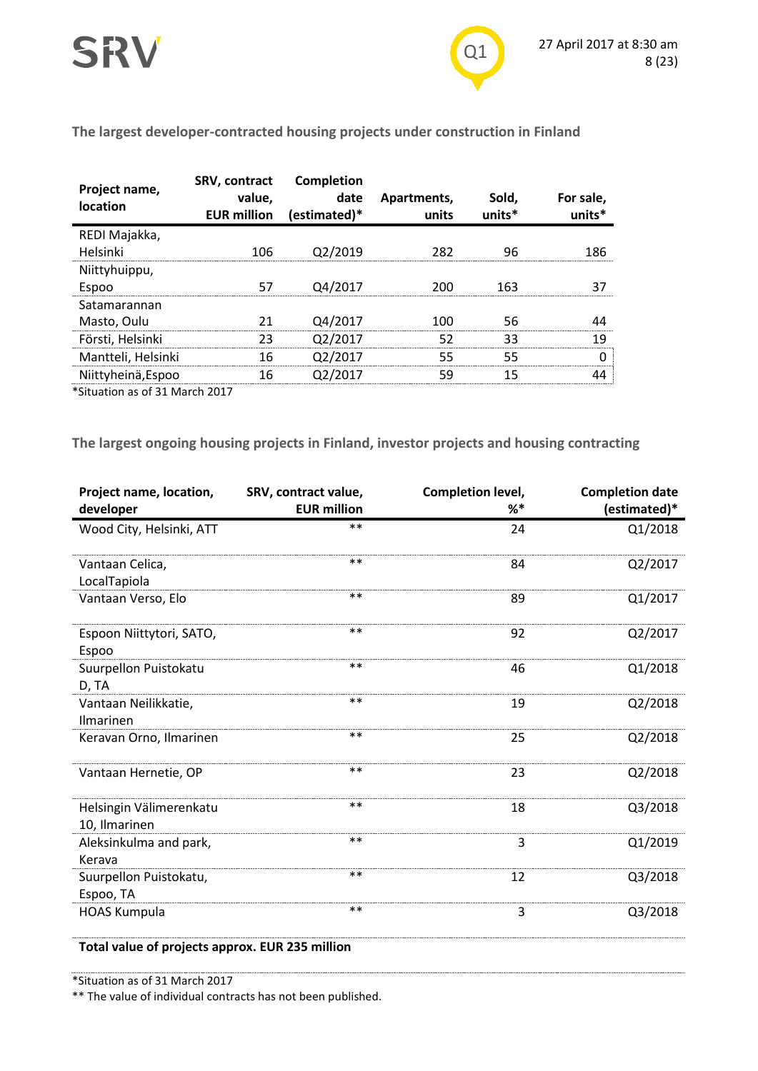### The largest developer-contracted housing projects under construction in Finland

| Project name, location | SRV, contract value, EUR million | Completion date (estimated)* | Apartments, units | Sold, units* | For sale, units* |
|---|---|---|---|---|---|
| REDI Majakka, Helsinki | 106 | Q2/2019 | 282 | 96 | 186 |
| Niittyhuippu, Espoo | 57 | Q4/2017 | 200 | 163 | 37 |
| Satamarannan Masto, Oulu | 21 | Q4/2017 | 100 | 56 | 44 |
| Försti, Helsinki | 23 | Q2/2017 | 52 | 33 | 19 |
| Mantteli, Helsinki | 16 | Q2/2017 | 55 | 55 | 0 |
| Niittyheinä,Espoo | 16 | Q2/2017 | 59 | 15 | 44 |

*Situation as of 31 March 2017

### The largest ongoing housing projects in Finland, investor projects and housing contracting

| Project name, location, developer | SRV, contract value, EUR million | Completion level, %* | Completion date (estimated)* |
|---|---|---|---|
| Wood City, Helsinki, ATT | ** | 24 | Q1/2018 |
| Vantaan Celica, LocalTapiola | ** | 84 | Q2/2017 |
| Vantaan Verso, Elo | ** | 89 | Q1/2017 |
| Espoon Niittytori, SATO, Espoo | ** | 92 | Q2/2017 |
| Suurpellon Puistokatu D, TA | ** | 46 | Q1/2018 |
| Vantaan Neilikkatie, Ilmarinen | ** | 19 | Q2/2018 |
| Keravan Orno, Ilmarinen | ** | 25 | Q2/2018 |
| Vantaan Hernetie, OP | ** | 23 | Q2/2018 |
| Helsingin Välimerenkatu 10, Ilmarinen | ** | 18 | Q3/2018 |
| Aleksinkulma and park, Kerava | ** | 3 | Q1/2019 |
| Suurpellon Puistokatu, Espoo, TA | ** | 12 | Q3/2018 |
| HOAS Kumpula | ** | 3 | Q3/2018 |
| **Total value of projects approx. EUR 235 million** | | | |

*Situation as of 31 March 2017

** The value of individual contracts has not been published.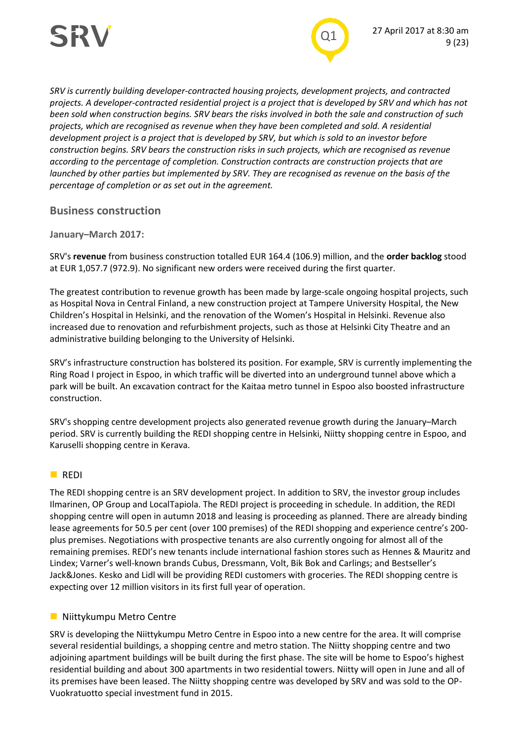*SRV is currently building developer-contracted housing projects, development projects, and contracted projects. A developer-contracted residential project is a project that is developed by SRV and which has not been sold when construction begins. SRV bears the risks involved in both the sale and construction of such projects, which are recognised as revenue when they have been completed and sold. A residential development project is a project that is developed by SRV, but which is sold to an investor before construction begins. SRV bears the construction risks in such projects, which are recognised as revenue according to the percentage of completion. Construction contracts are construction projects that are launched by other parties but implemented by SRV. They are recognised as revenue on the basis of the percentage of completion or as set out in the agreement.*

## Business construction

### January–March 2017:

SRV's **revenue** from business construction totalled EUR 164.4 (106.9) million, and the **order backlog** stood at EUR 1,057.7 (972.9). No significant new orders were received during the first quarter.

The greatest contribution to revenue growth has been made by large-scale ongoing hospital projects, such as Hospital Nova in Central Finland, a new construction project at Tampere University Hospital, the New Children's Hospital in Helsinki, and the renovation of the Women's Hospital in Helsinki. Revenue also increased due to renovation and refurbishment projects, such as those at Helsinki City Theatre and an administrative building belonging to the University of Helsinki.

SRV's infrastructure construction has bolstered its position. For example, SRV is currently implementing the Ring Road I project in Espoo, in which traffic will be diverted into an underground tunnel above which a park will be built. An excavation contract for the Kaitaa metro tunnel in Espoo also boosted infrastructure construction.

SRV's shopping centre development projects also generated revenue growth during the January–March period. SRV is currently building the REDI shopping centre in Helsinki, Niitty shopping centre in Espoo, and Karuselli shopping centre in Kerava.

#### REDI

The REDI shopping centre is an SRV development project. In addition to SRV, the investor group includes Ilmarinen, OP Group and LocalTapiola. The REDI project is proceeding in schedule. In addition, the REDI shopping centre will open in autumn 2018 and leasing is proceeding as planned. There are already binding lease agreements for 50.5 per cent (over 100 premises) of the REDI shopping and experience centre's 200-plus premises. Negotiations with prospective tenants are also currently ongoing for almost all of the remaining premises. REDI's new tenants include international fashion stores such as Hennes & Mauritz and Lindex; Varner's well-known brands Cubus, Dressmann, Volt, Bik Bok and Carlings; and Bestseller's Jack&Jones. Kesko and Lidl will be providing REDI customers with groceries. The REDI shopping centre is expecting over 12 million visitors in its first full year of operation.

#### Niittykumpu Metro Centre

SRV is developing the Niittykumpu Metro Centre in Espoo into a new centre for the area. It will comprise several residential buildings, a shopping centre and metro station. The Niitty shopping centre and two adjoining apartment buildings will be built during the first phase. The site will be home to Espoo's highest residential building and about 300 apartments in two residential towers. Niitty will open in June and all of its premises have been leased. The Niitty shopping centre was developed by SRV and was sold to the OP-Vuokratuotto special investment fund in 2015.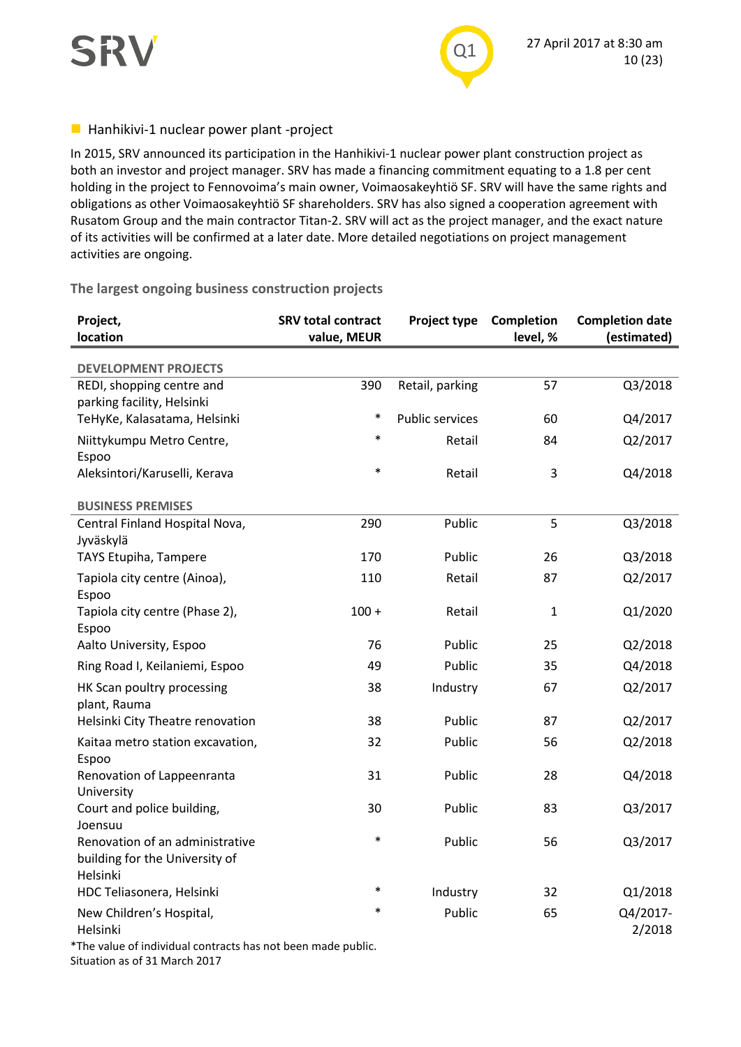## Hanhikivi-1 nuclear power plant -project

In 2015, SRV announced its participation in the Hanhikivi-1 nuclear power plant construction project as both an investor and project manager. SRV has made a financing commitment equating to a 1.8 per cent holding in the project to Fennovoima's main owner, Voimaosakeyhtiö SF. SRV will have the same rights and obligations as other Voimaosakeyhtiö SF shareholders. SRV has also signed a cooperation agreement with Rusatom Group and the main contractor Titan-2. SRV will act as the project manager, and the exact nature of its activities will be confirmed at a later date. More detailed negotiations on project management activities are ongoing.

### The largest ongoing business construction projects

| Project, location | SRV total contract value, MEUR | Project type | Completion level, % | Completion date (estimated) |
|---|---|---|---|---|
| **DEVELOPMENT PROJECTS** | | | | |
| REDI, shopping centre and parking facility, Helsinki | 390 | Retail, parking | 57 | Q3/2018 |
| TeHyKe, Kalasatama, Helsinki | * | Public services | 60 | Q4/2017 |
| Niittykumpu Metro Centre, Espoo | * | Retail | 84 | Q2/2017 |
| Aleksintori/Karuselli, Kerava | * | Retail | 3 | Q4/2018 |
| **BUSINESS PREMISES** | | | | |
| Central Finland Hospital Nova, Jyväskylä | 290 | Public | 5 | Q3/2018 |
| TAYS Etupiha, Tampere | 170 | Public | 26 | Q3/2018 |
| Tapiola city centre (Ainoa), Espoo | 110 | Retail | 87 | Q2/2017 |
| Tapiola city centre (Phase 2), Espoo | 100 + | Retail | 1 | Q1/2020 |
| Aalto University, Espoo | 76 | Public | 25 | Q2/2018 |
| Ring Road I, Keilaniemi, Espoo | 49 | Public | 35 | Q4/2018 |
| HK Scan poultry processing plant, Rauma | 38 | Industry | 67 | Q2/2017 |
| Helsinki City Theatre renovation | 38 | Public | 87 | Q2/2017 |
| Kaitaa metro station excavation, Espoo | 32 | Public | 56 | Q2/2018 |
| Renovation of Lappeenranta University | 31 | Public | 28 | Q4/2018 |
| Court and police building, Joensuu | 30 | Public | 83 | Q3/2017 |
| Renovation of an administrative building for the University of Helsinki | * | Public | 56 | Q3/2017 |
| HDC Teliasonera, Helsinki | * | Industry | 32 | Q1/2018 |
| New Children's Hospital, Helsinki | * | Public | 65 | Q4/2017-2/2018 |

*The value of individual contracts has not been made public.
Situation as of 31 March 2017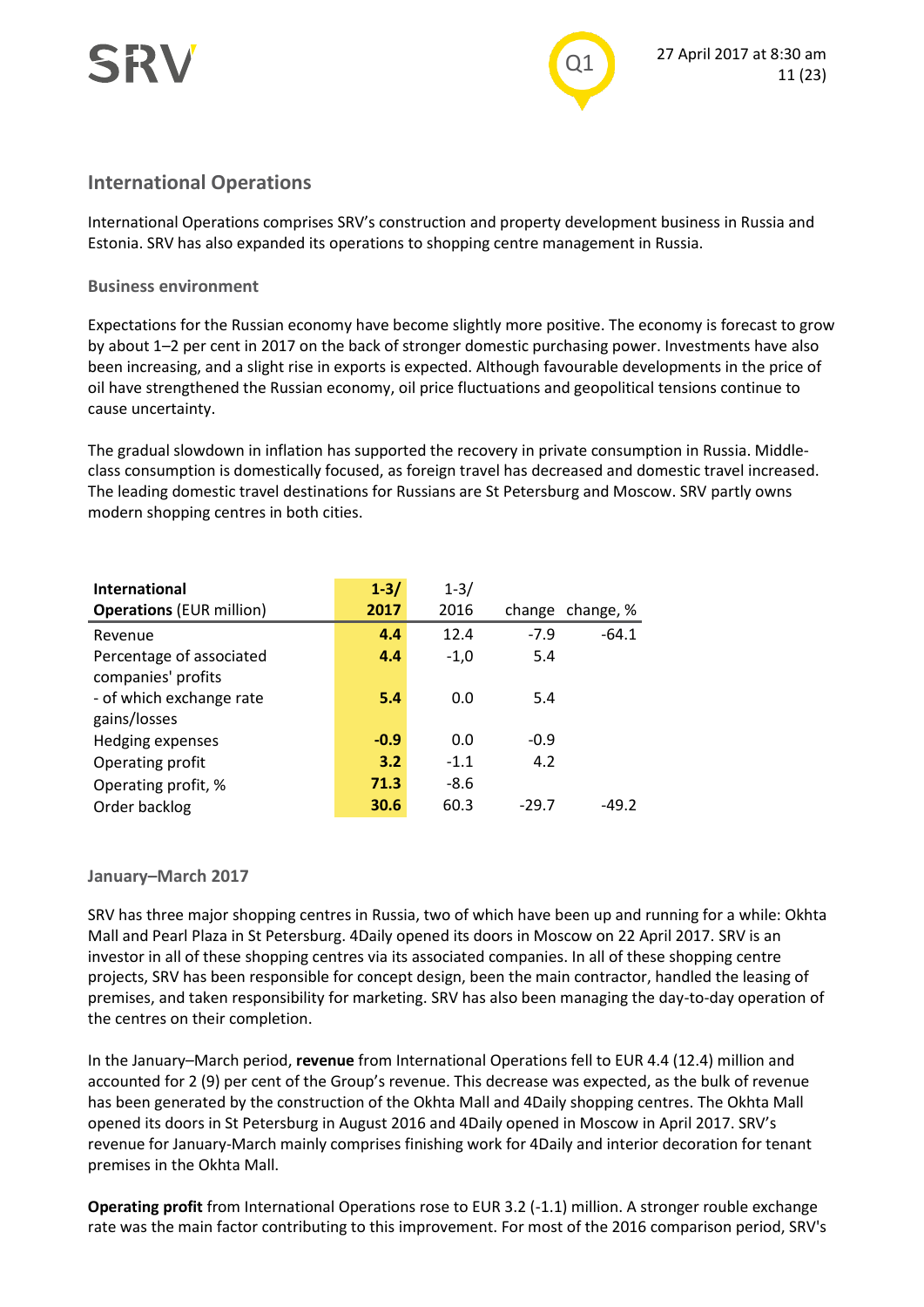## International Operations

International Operations comprises SRV's construction and property development business in Russia and Estonia. SRV has also expanded its operations to shopping centre management in Russia.

### Business environment

Expectations for the Russian economy have become slightly more positive. The economy is forecast to grow by about 1–2 per cent in 2017 on the back of stronger domestic purchasing power. Investments have also been increasing, and a slight rise in exports is expected. Although favourable developments in the price of oil have strengthened the Russian economy, oil price fluctuations and geopolitical tensions continue to cause uncertainty.

The gradual slowdown in inflation has supported the recovery in private consumption in Russia. Middle-class consumption is domestically focused, as foreign travel has decreased and domestic travel increased. The leading domestic travel destinations for Russians are St Petersburg and Moscow. SRV partly owns modern shopping centres in both cities.

| **International Operations** (EUR million) | **1-3/ 2017** | 1-3/ 2016 | change | change, % |
|---|---|---|---|---|
| Revenue | **4.4** | 12.4 | -7.9 | -64.1 |
| Percentage of associated companies' profits | **4.4** | -1,0 | 5.4 | |
| - of which exchange rate gains/losses | **5.4** | 0.0 | 5.4 | |
| Hedging expenses | **-0.9** | 0.0 | -0.9 | |
| Operating profit | **3.2** | -1.1 | 4.2 | |
| Operating profit, % | **71.3** | -8.6 | | |
| Order backlog | **30.6** | 60.3 | -29.7 | -49.2 |

### January–March 2017

SRV has three major shopping centres in Russia, two of which have been up and running for a while: Okhta Mall and Pearl Plaza in St Petersburg. 4Daily opened its doors in Moscow on 22 April 2017. SRV is an investor in all of these shopping centres via its associated companies. In all of these shopping centre projects, SRV has been responsible for concept design, been the main contractor, handled the leasing of premises, and taken responsibility for marketing. SRV has also been managing the day-to-day operation of the centres on their completion.

In the January–March period, **revenue** from International Operations fell to EUR 4.4 (12.4) million and accounted for 2 (9) per cent of the Group's revenue. This decrease was expected, as the bulk of revenue has been generated by the construction of the Okhta Mall and 4Daily shopping centres. The Okhta Mall opened its doors in St Petersburg in August 2016 and 4Daily opened in Moscow in April 2017. SRV's revenue for January-March mainly comprises finishing work for 4Daily and interior decoration for tenant premises in the Okhta Mall.

**Operating profit** from International Operations rose to EUR 3.2 (-1.1) million. A stronger rouble exchange rate was the main factor contributing to this improvement. For most of the 2016 comparison period, SRV's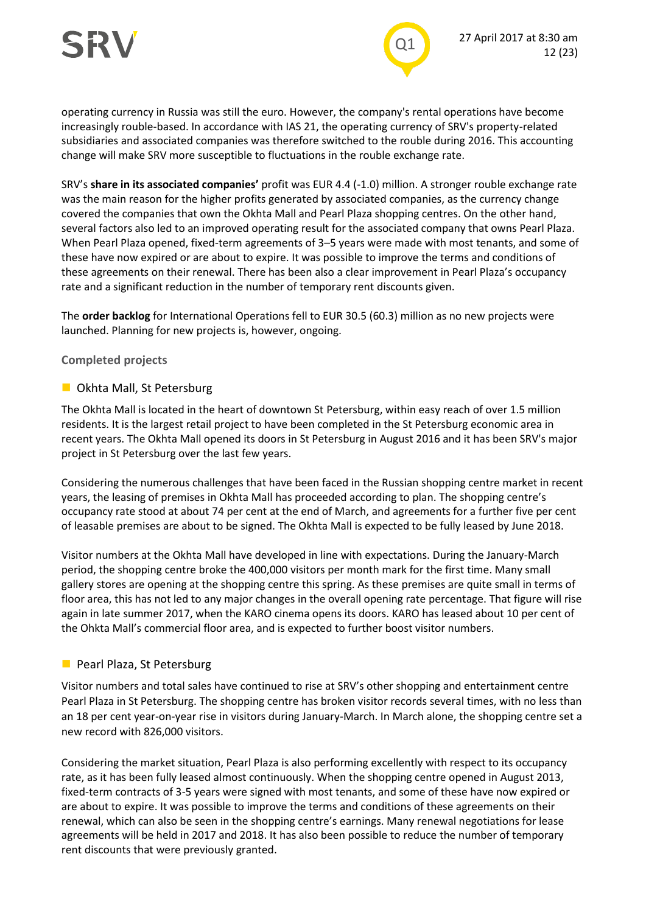operating currency in Russia was still the euro. However, the company's rental operations have become increasingly rouble-based. In accordance with IAS 21, the operating currency of SRV's property-related subsidiaries and associated companies was therefore switched to the rouble during 2016. This accounting change will make SRV more susceptible to fluctuations in the rouble exchange rate.

SRV's **share in its associated companies'** profit was EUR 4.4 (-1.0) million. A stronger rouble exchange rate was the main reason for the higher profits generated by associated companies, as the currency change covered the companies that own the Okhta Mall and Pearl Plaza shopping centres. On the other hand, several factors also led to an improved operating result for the associated company that owns Pearl Plaza. When Pearl Plaza opened, fixed-term agreements of 3–5 years were made with most tenants, and some of these have now expired or are about to expire. It was possible to improve the terms and conditions of these agreements on their renewal. There has been also a clear improvement in Pearl Plaza's occupancy rate and a significant reduction in the number of temporary rent discounts given.

The **order backlog** for International Operations fell to EUR 30.5 (60.3) million as no new projects were launched. Planning for new projects is, however, ongoing.

### Completed projects

#### Okhta Mall, St Petersburg

The Okhta Mall is located in the heart of downtown St Petersburg, within easy reach of over 1.5 million residents. It is the largest retail project to have been completed in the St Petersburg economic area in recent years. The Okhta Mall opened its doors in St Petersburg in August 2016 and it has been SRV's major project in St Petersburg over the last few years.

Considering the numerous challenges that have been faced in the Russian shopping centre market in recent years, the leasing of premises in Okhta Mall has proceeded according to plan. The shopping centre's occupancy rate stood at about 74 per cent at the end of March, and agreements for a further five per cent of leasable premises are about to be signed. The Okhta Mall is expected to be fully leased by June 2018.

Visitor numbers at the Okhta Mall have developed in line with expectations. During the January-March period, the shopping centre broke the 400,000 visitors per month mark for the first time. Many small gallery stores are opening at the shopping centre this spring. As these premises are quite small in terms of floor area, this has not led to any major changes in the overall opening rate percentage. That figure will rise again in late summer 2017, when the KARO cinema opens its doors. KARO has leased about 10 per cent of the Ohkta Mall's commercial floor area, and is expected to further boost visitor numbers.

#### Pearl Plaza, St Petersburg

Visitor numbers and total sales have continued to rise at SRV's other shopping and entertainment centre Pearl Plaza in St Petersburg. The shopping centre has broken visitor records several times, with no less than an 18 per cent year-on-year rise in visitors during January-March. In March alone, the shopping centre set a new record with 826,000 visitors.

Considering the market situation, Pearl Plaza is also performing excellently with respect to its occupancy rate, as it has been fully leased almost continuously. When the shopping centre opened in August 2013, fixed-term contracts of 3-5 years were signed with most tenants, and some of these have now expired or are about to expire. It was possible to improve the terms and conditions of these agreements on their renewal, which can also be seen in the shopping centre's earnings. Many renewal negotiations for lease agreements will be held in 2017 and 2018. It has also been possible to reduce the number of temporary rent discounts that were previously granted.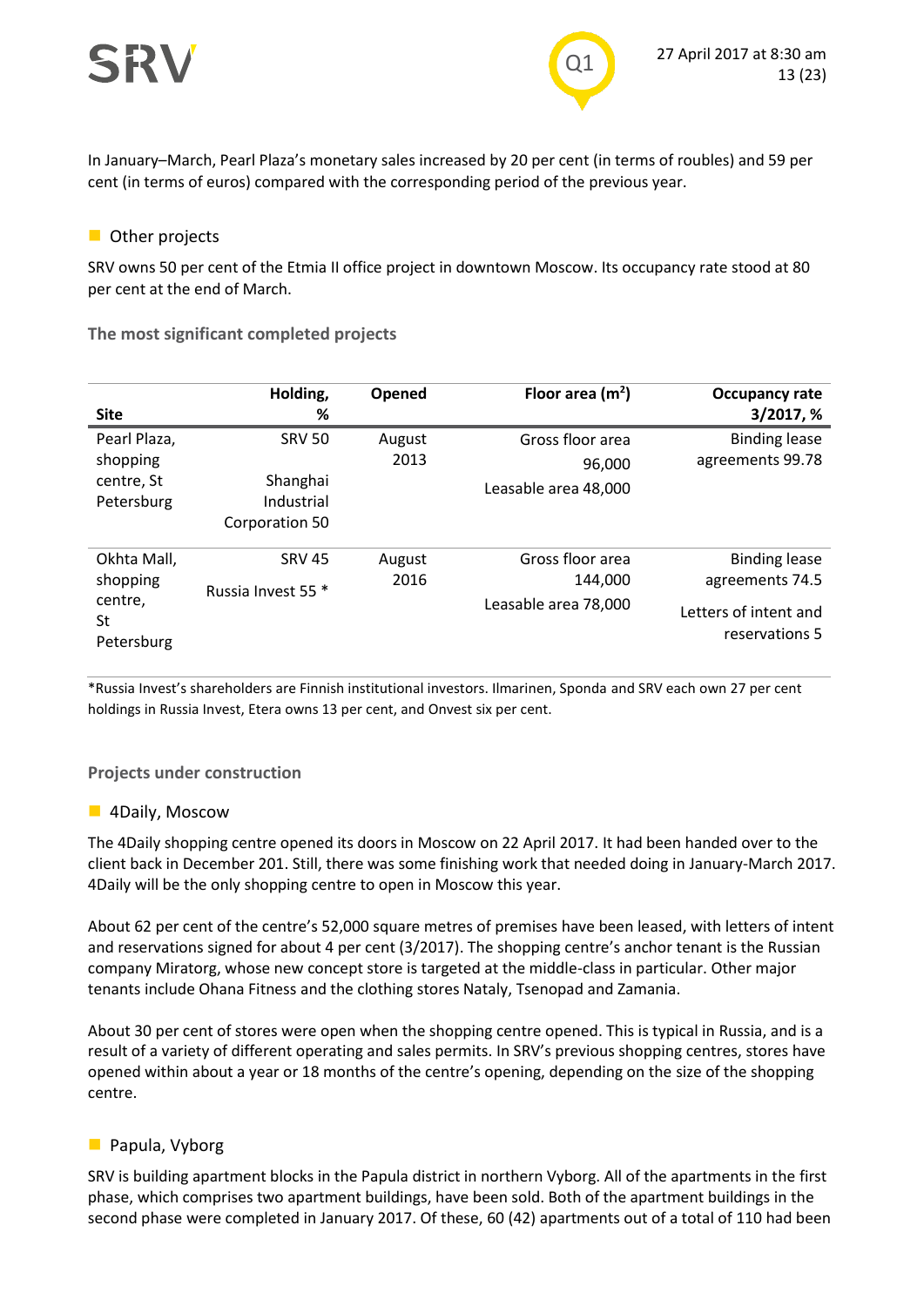In January–March, Pearl Plaza's monetary sales increased by 20 per cent (in terms of roubles) and 59 per cent (in terms of euros) compared with the corresponding period of the previous year.

### Other projects

SRV owns 50 per cent of the Etmia II office project in downtown Moscow. Its occupancy rate stood at 80 per cent at the end of March.

### The most significant completed projects

| Site | Holding, % | Opened | Floor area (m²) | Occupancy rate 3/2017, % |
|---|---|---|---|---|
| Pearl Plaza, shopping centre, St Petersburg | SRV 50<br>Shanghai Industrial Corporation 50 | August 2013 | Gross floor area 96,000<br>Leasable area 48,000 | Binding lease agreements 99.78 |
| Okhta Mall, shopping centre, St Petersburg | SRV 45<br>Russia Invest 55 * | August 2016 | Gross floor area 144,000<br>Leasable area 78,000 | Binding lease agreements 74.5<br>Letters of intent and reservations 5 |

*Russia Invest's shareholders are Finnish institutional investors. Ilmarinen, Sponda and SRV each own 27 per cent holdings in Russia Invest, Etera owns 13 per cent, and Onvest six per cent.

### Projects under construction

### 4Daily, Moscow

The 4Daily shopping centre opened its doors in Moscow on 22 April 2017. It had been handed over to the client back in December 201. Still, there was some finishing work that needed doing in January-March 2017. 4Daily will be the only shopping centre to open in Moscow this year.

About 62 per cent of the centre's 52,000 square metres of premises have been leased, with letters of intent and reservations signed for about 4 per cent (3/2017). The shopping centre's anchor tenant is the Russian company Miratorg, whose new concept store is targeted at the middle-class in particular. Other major tenants include Ohana Fitness and the clothing stores Nataly, Tsenopad and Zamania.

About 30 per cent of stores were open when the shopping centre opened. This is typical in Russia, and is a result of a variety of different operating and sales permits. In SRV's previous shopping centres, stores have opened within about a year or 18 months of the centre's opening, depending on the size of the shopping centre.

### Papula, Vyborg

SRV is building apartment blocks in the Papula district in northern Vyborg. All of the apartments in the first phase, which comprises two apartment buildings, have been sold. Both of the apartment buildings in the second phase were completed in January 2017. Of these, 60 (42) apartments out of a total of 110 had been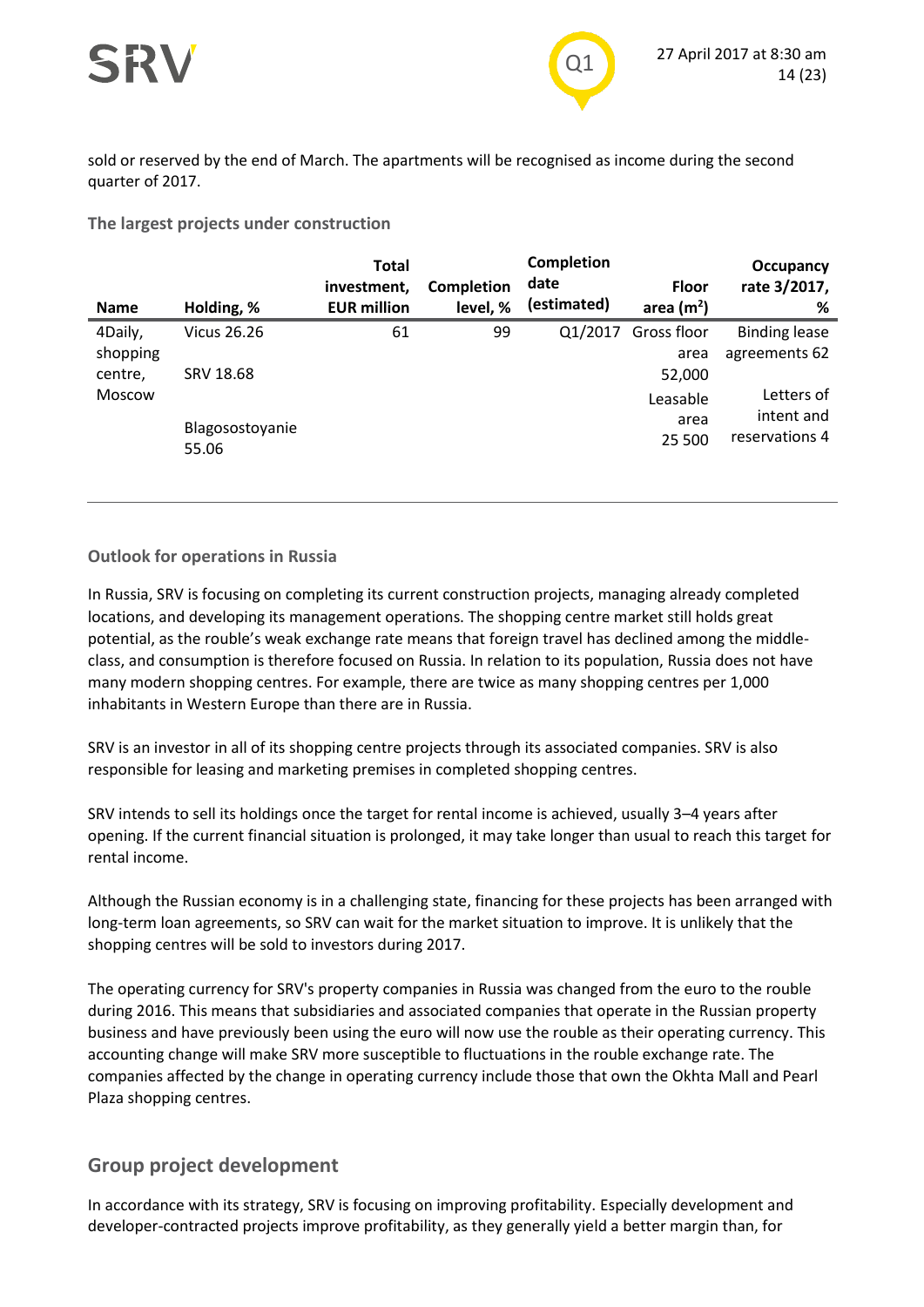sold or reserved by the end of March. The apartments will be recognised as income during the second quarter of 2017.

### The largest projects under construction

| Name | Holding, % | Total investment, EUR million | Completion level, % | Completion date (estimated) | Floor area (m$^2$) | Occupancy rate 3/2017, % |
|---|---|---|---|---|---|---|
| 4Daily, shopping centre, Moscow | Vicus 26.26<br>SRV 18.68<br>Blagosostoyanie 55.06 | 61 | 99 | Q1/2017 | Gross floor area 52,000<br>Leasable area 25 500 | Binding lease agreements 62<br>Letters of intent and reservations 4 |

### Outlook for operations in Russia

In Russia, SRV is focusing on completing its current construction projects, managing already completed locations, and developing its management operations. The shopping centre market still holds great potential, as the rouble's weak exchange rate means that foreign travel has declined among the middle-class, and consumption is therefore focused on Russia. In relation to its population, Russia does not have many modern shopping centres. For example, there are twice as many shopping centres per 1,000 inhabitants in Western Europe than there are in Russia.

SRV is an investor in all of its shopping centre projects through its associated companies. SRV is also responsible for leasing and marketing premises in completed shopping centres.

SRV intends to sell its holdings once the target for rental income is achieved, usually 3–4 years after opening. If the current financial situation is prolonged, it may take longer than usual to reach this target for rental income.

Although the Russian economy is in a challenging state, financing for these projects has been arranged with long-term loan agreements, so SRV can wait for the market situation to improve. It is unlikely that the shopping centres will be sold to investors during 2017.

The operating currency for SRV's property companies in Russia was changed from the euro to the rouble during 2016. This means that subsidiaries and associated companies that operate in the Russian property business and have previously been using the euro will now use the rouble as their operating currency. This accounting change will make SRV more susceptible to fluctuations in the rouble exchange rate. The companies affected by the change in operating currency include those that own the Okhta Mall and Pearl Plaza shopping centres.

## Group project development

In accordance with its strategy, SRV is focusing on improving profitability. Especially development and developer-contracted projects improve profitability, as they generally yield a better margin than, for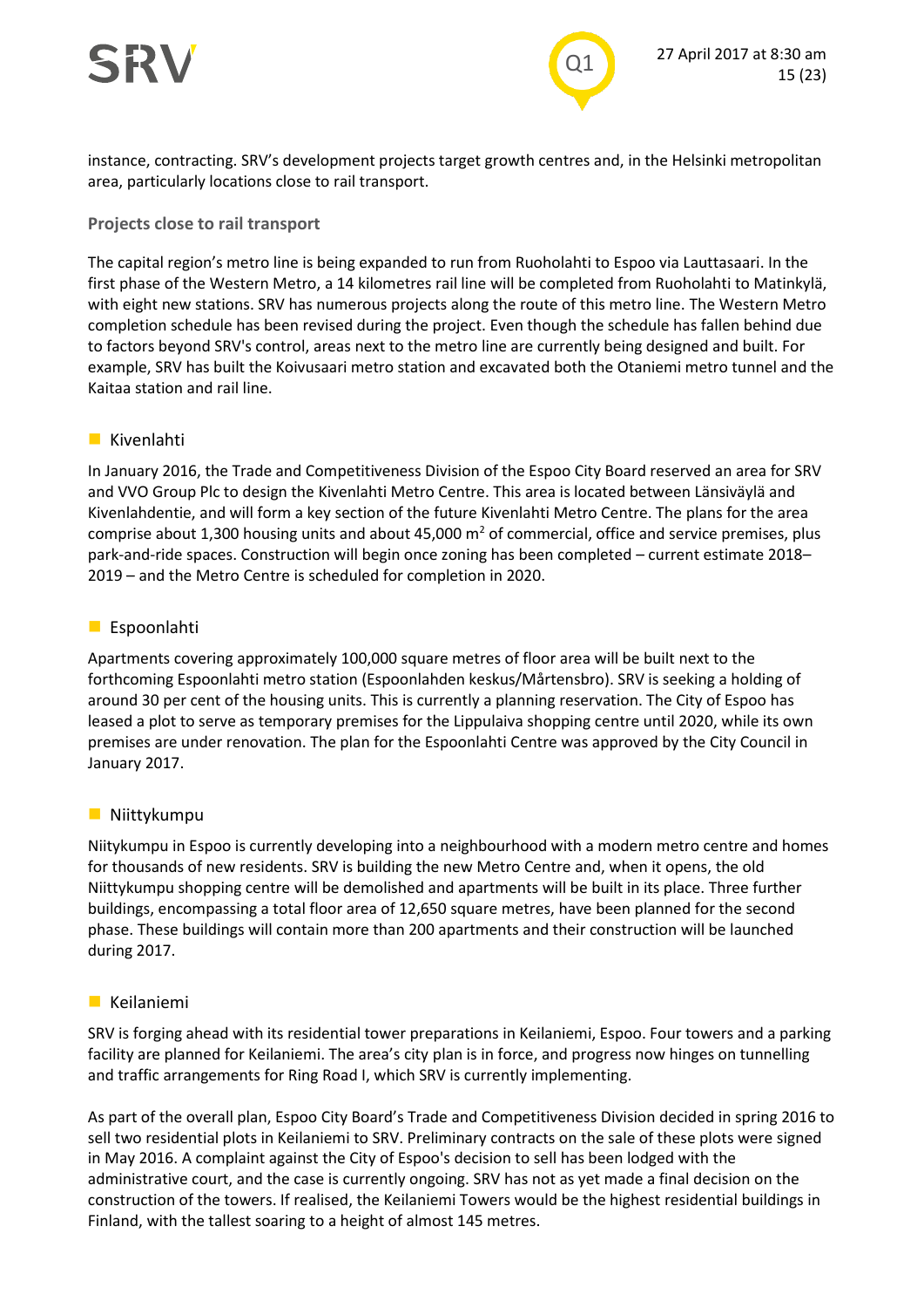instance, contracting. SRV's development projects target growth centres and, in the Helsinki metropolitan area, particularly locations close to rail transport.

### Projects close to rail transport

The capital region's metro line is being expanded to run from Ruoholahti to Espoo via Lauttasaari. In the first phase of the Western Metro, a 14 kilometres rail line will be completed from Ruoholahti to Matinkylä, with eight new stations. SRV has numerous projects along the route of this metro line. The Western Metro completion schedule has been revised during the project. Even though the schedule has fallen behind due to factors beyond SRV's control, areas next to the metro line are currently being designed and built. For example, SRV has built the Koivusaari metro station and excavated both the Otaniemi metro tunnel and the Kaitaa station and rail line.

#### Kivenlahti

In January 2016, the Trade and Competitiveness Division of the Espoo City Board reserved an area for SRV and VVO Group Plc to design the Kivenlahti Metro Centre. This area is located between Länsiväylä and Kivenlahdentie, and will form a key section of the future Kivenlahti Metro Centre. The plans for the area comprise about 1,300 housing units and about 45,000 m$^2$ of commercial, office and service premises, plus park-and-ride spaces. Construction will begin once zoning has been completed – current estimate 2018–2019 – and the Metro Centre is scheduled for completion in 2020.

#### Espoonlahti

Apartments covering approximately 100,000 square metres of floor area will be built next to the forthcoming Espoonlahti metro station (Espoonlahden keskus/Mårtensbro). SRV is seeking a holding of around 30 per cent of the housing units. This is currently a planning reservation. The City of Espoo has leased a plot to serve as temporary premises for the Lippulaiva shopping centre until 2020, while its own premises are under renovation. The plan for the Espoonlahti Centre was approved by the City Council in January 2017.

#### Niittykumpu

Niitykumpu in Espoo is currently developing into a neighbourhood with a modern metro centre and homes for thousands of new residents. SRV is building the new Metro Centre and, when it opens, the old Niittykumpu shopping centre will be demolished and apartments will be built in its place. Three further buildings, encompassing a total floor area of 12,650 square metres, have been planned for the second phase. These buildings will contain more than 200 apartments and their construction will be launched during 2017.

#### Keilaniemi

SRV is forging ahead with its residential tower preparations in Keilaniemi, Espoo. Four towers and a parking facility are planned for Keilaniemi. The area's city plan is in force, and progress now hinges on tunnelling and traffic arrangements for Ring Road I, which SRV is currently implementing.

As part of the overall plan, Espoo City Board's Trade and Competitiveness Division decided in spring 2016 to sell two residential plots in Keilaniemi to SRV. Preliminary contracts on the sale of these plots were signed in May 2016. A complaint against the City of Espoo's decision to sell has been lodged with the administrative court, and the case is currently ongoing. SRV has not as yet made a final decision on the construction of the towers. If realised, the Keilaniemi Towers would be the highest residential buildings in Finland, with the tallest soaring to a height of almost 145 metres.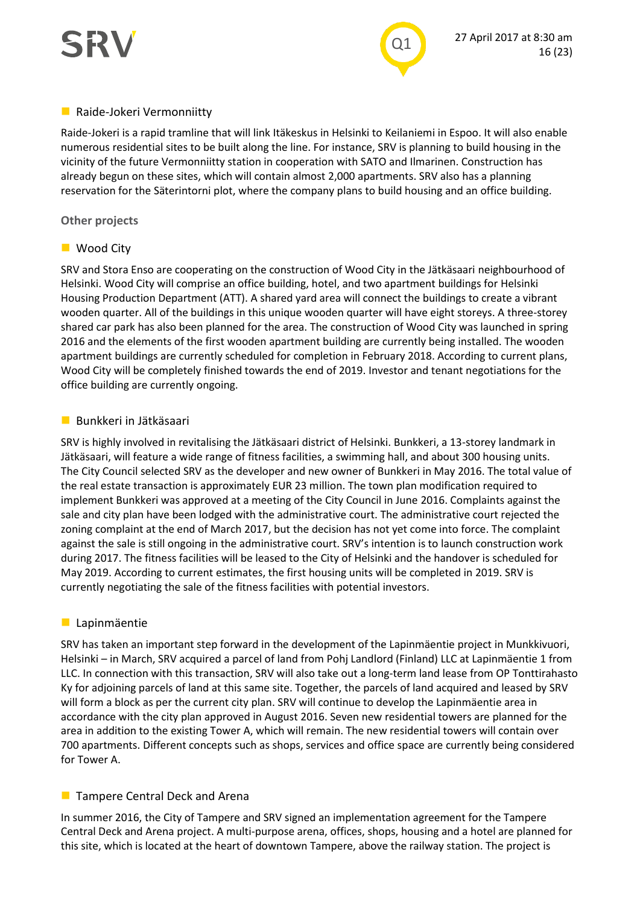## Raide-Jokeri Vermonniitty

Raide-Jokeri is a rapid tramline that will link Itäkeskus in Helsinki to Keilaniemi in Espoo. It will also enable numerous residential sites to be built along the line. For instance, SRV is planning to build housing in the vicinity of the future Vermonniitty station in cooperation with SATO and Ilmarinen. Construction has already begun on these sites, which will contain almost 2,000 apartments. SRV also has a planning reservation for the Säterintorni plot, where the company plans to build housing and an office building.

### Other projects

## Wood City

SRV and Stora Enso are cooperating on the construction of Wood City in the Jätkäsaari neighbourhood of Helsinki. Wood City will comprise an office building, hotel, and two apartment buildings for Helsinki Housing Production Department (ATT). A shared yard area will connect the buildings to create a vibrant wooden quarter. All of the buildings in this unique wooden quarter will have eight storeys. A three-storey shared car park has also been planned for the area. The construction of Wood City was launched in spring 2016 and the elements of the first wooden apartment building are currently being installed. The wooden apartment buildings are currently scheduled for completion in February 2018. According to current plans, Wood City will be completely finished towards the end of 2019. Investor and tenant negotiations for the office building are currently ongoing.

## Bunkkeri in Jätkäsaari

SRV is highly involved in revitalising the Jätkäsaari district of Helsinki. Bunkkeri, a 13-storey landmark in Jätkäsaari, will feature a wide range of fitness facilities, a swimming hall, and about 300 housing units. The City Council selected SRV as the developer and new owner of Bunkkeri in May 2016. The total value of the real estate transaction is approximately EUR 23 million. The town plan modification required to implement Bunkkeri was approved at a meeting of the City Council in June 2016. Complaints against the sale and city plan have been lodged with the administrative court. The administrative court rejected the zoning complaint at the end of March 2017, but the decision has not yet come into force. The complaint against the sale is still ongoing in the administrative court. SRV's intention is to launch construction work during 2017. The fitness facilities will be leased to the City of Helsinki and the handover is scheduled for May 2019. According to current estimates, the first housing units will be completed in 2019. SRV is currently negotiating the sale of the fitness facilities with potential investors.

## Lapinmäentie

SRV has taken an important step forward in the development of the Lapinmäentie project in Munkkivuori, Helsinki – in March, SRV acquired a parcel of land from Pohj Landlord (Finland) LLC at Lapinmäentie 1 from LLC. In connection with this transaction, SRV will also take out a long-term land lease from OP Tonttirahasto Ky for adjoining parcels of land at this same site. Together, the parcels of land acquired and leased by SRV will form a block as per the current city plan. SRV will continue to develop the Lapinmäentie area in accordance with the city plan approved in August 2016. Seven new residential towers are planned for the area in addition to the existing Tower A, which will remain. The new residential towers will contain over 700 apartments. Different concepts such as shops, services and office space are currently being considered for Tower A.

## Tampere Central Deck and Arena

In summer 2016, the City of Tampere and SRV signed an implementation agreement for the Tampere Central Deck and Arena project. A multi-purpose arena, offices, shops, housing and a hotel are planned for this site, which is located at the heart of downtown Tampere, above the railway station. The project is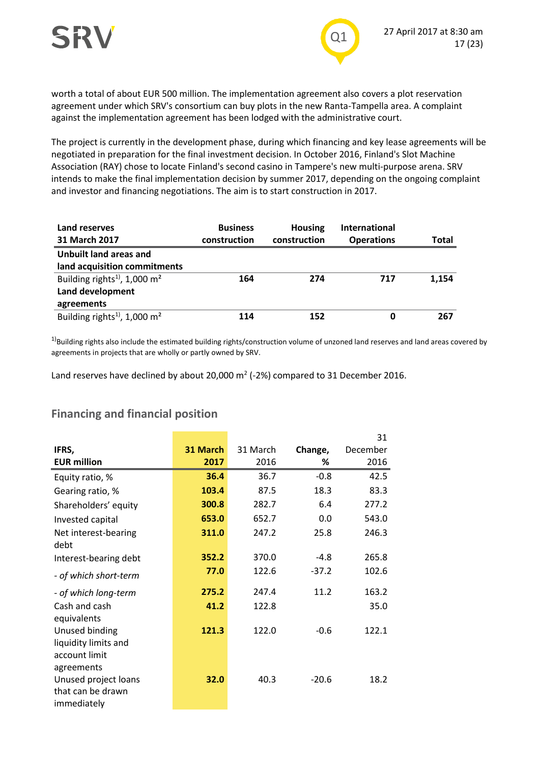worth a total of about EUR 500 million. The implementation agreement also covers a plot reservation agreement under which SRV's consortium can buy plots in the new Ranta-Tampella area. A complaint against the implementation agreement has been lodged with the administrative court.

The project is currently in the development phase, during which financing and key lease agreements will be negotiated in preparation for the final investment decision. In October 2016, Finland's Slot Machine Association (RAY) chose to locate Finland's second casino in Tampere's new multi-purpose arena. SRV intends to make the final implementation decision by summer 2017, depending on the ongoing complaint and investor and financing negotiations. The aim is to start construction in 2017.

| **Land reserves 31 March 2017** | **Business construction** | **Housing construction** | **International Operations** | **Total** |
|---|---|---|---|---|
| **Unbuilt land areas and land acquisition commitments** | | | | |
| Building rights[1], 1,000 m² | **164** | **274** | **717** | **1,154** |
| **Land development agreements** | | | | |
| Building rights[1], 1,000 m² | **114** | **152** | **0** | **267** |

[1]Building rights also include the estimated building rights/construction volume of unzoned land reserves and land areas covered by agreements in projects that are wholly or partly owned by SRV.

Land reserves have declined by about 20,000 m² (-2%) compared to 31 December 2016.

## Financing and financial position

| **IFRS, EUR million** | **31 March 2017** | 31 March 2016 | **Change, %** | 31 December 2016 |
|---|---|---|---|---|
| Equity ratio, % | **36.4** | 36.7 | -0.8 | 42.5 |
| Gearing ratio, % | **103.4** | 87.5 | 18.3 | 83.3 |
| Shareholders' equity | **300.8** | 282.7 | 6.4 | 277.2 |
| Invested capital | **653.0** | 652.7 | 0.0 | 543.0 |
| Net interest-bearing debt | **311.0** | 247.2 | 25.8 | 246.3 |
| Interest-bearing debt | **352.2** | 370.0 | -4.8 | 265.8 |
| *- of which short-term* | **77.0** | 122.6 | -37.2 | 102.6 |
| *- of which long-term* | **275.2** | 247.4 | 11.2 | 163.2 |
| Cash and cash equivalents | **41.2** | 122.8 | | 35.0 |
| Unused binding liquidity limits and account limit agreements | **121.3** | 122.0 | -0.6 | 122.1 |
| Unused project loans that can be drawn immediately | **32.0** | 40.3 | -20.6 | 18.2 |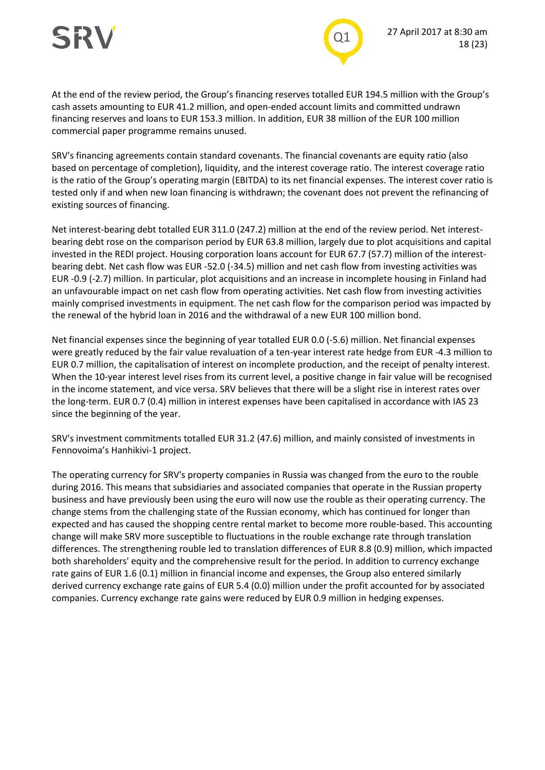At the end of the review period, the Group's financing reserves totalled EUR 194.5 million with the Group's cash assets amounting to EUR 41.2 million, and open-ended account limits and committed undrawn financing reserves and loans to EUR 153.3 million. In addition, EUR 38 million of the EUR 100 million commercial paper programme remains unused.

SRV's financing agreements contain standard covenants. The financial covenants are equity ratio (also based on percentage of completion), liquidity, and the interest coverage ratio. The interest coverage ratio is the ratio of the Group's operating margin (EBITDA) to its net financial expenses. The interest cover ratio is tested only if and when new loan financing is withdrawn; the covenant does not prevent the refinancing of existing sources of financing.

Net interest-bearing debt totalled EUR 311.0 (247.2) million at the end of the review period. Net interest-bearing debt rose on the comparison period by EUR 63.8 million, largely due to plot acquisitions and capital invested in the REDI project. Housing corporation loans account for EUR 67.7 (57.7) million of the interest-bearing debt. Net cash flow was EUR -52.0 (-34.5) million and net cash flow from investing activities was EUR -0.9 (-2.7) million. In particular, plot acquisitions and an increase in incomplete housing in Finland had an unfavourable impact on net cash flow from operating activities. Net cash flow from investing activities mainly comprised investments in equipment. The net cash flow for the comparison period was impacted by the renewal of the hybrid loan in 2016 and the withdrawal of a new EUR 100 million bond.

Net financial expenses since the beginning of year totalled EUR 0.0 (-5.6) million. Net financial expenses were greatly reduced by the fair value revaluation of a ten-year interest rate hedge from EUR -4.3 million to EUR 0.7 million, the capitalisation of interest on incomplete production, and the receipt of penalty interest. When the 10-year interest level rises from its current level, a positive change in fair value will be recognised in the income statement, and vice versa. SRV believes that there will be a slight rise in interest rates over the long-term. EUR 0.7 (0.4) million in interest expenses have been capitalised in accordance with IAS 23 since the beginning of the year.

SRV's investment commitments totalled EUR 31.2 (47.6) million, and mainly consisted of investments in Fennovoima's Hanhikivi-1 project.

The operating currency for SRV's property companies in Russia was changed from the euro to the rouble during 2016. This means that subsidiaries and associated companies that operate in the Russian property business and have previously been using the euro will now use the rouble as their operating currency. The change stems from the challenging state of the Russian economy, which has continued for longer than expected and has caused the shopping centre rental market to become more rouble-based. This accounting change will make SRV more susceptible to fluctuations in the rouble exchange rate through translation differences. The strengthening rouble led to translation differences of EUR 8.8 (0.9) million, which impacted both shareholders' equity and the comprehensive result for the period. In addition to currency exchange rate gains of EUR 1.6 (0.1) million in financial income and expenses, the Group also entered similarly derived currency exchange rate gains of EUR 5.4 (0.0) million under the profit accounted for by associated companies. Currency exchange rate gains were reduced by EUR 0.9 million in hedging expenses.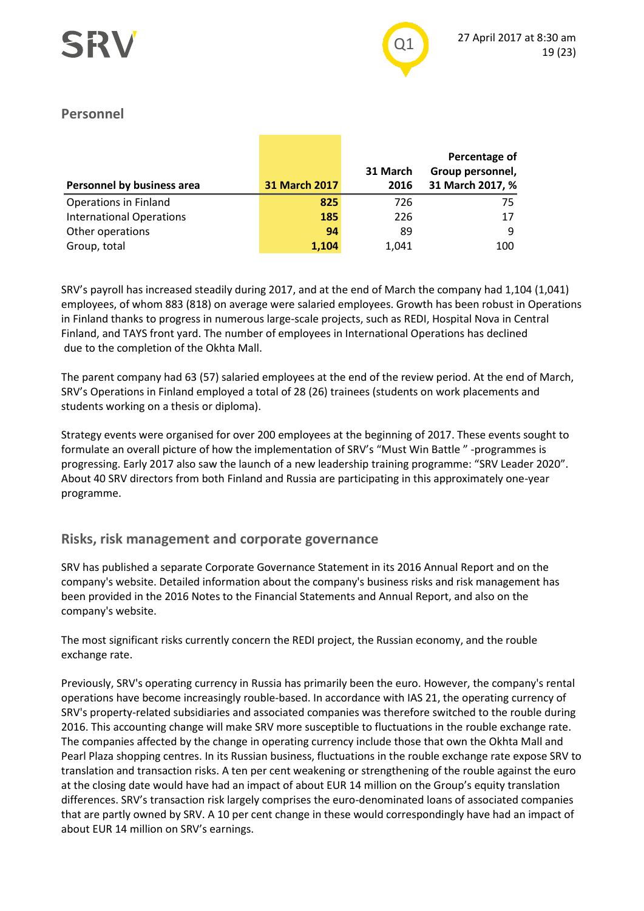## Personnel

| Personnel by business area | 31 March 2017 | 31 March 2016 | Percentage of Group personnel, 31 March 2017, % |
|---|---|---|---|
| Operations in Finland | **825** | 726 | 75 |
| International Operations | **185** | 226 | 17 |
| Other operations | **94** | 89 | 9 |
| Group, total | **1,104** | 1,041 | 100 |

SRV's payroll has increased steadily during 2017, and at the end of March the company had 1,104 (1,041) employees, of whom 883 (818) on average were salaried employees. Growth has been robust in Operations in Finland thanks to progress in numerous large-scale projects, such as REDI, Hospital Nova in Central Finland, and TAYS front yard. The number of employees in International Operations has declined due to the completion of the Okhta Mall.

The parent company had 63 (57) salaried employees at the end of the review period. At the end of March, SRV's Operations in Finland employed a total of 28 (26) trainees (students on work placements and students working on a thesis or diploma).

Strategy events were organised for over 200 employees at the beginning of 2017. These events sought to formulate an overall picture of how the implementation of SRV's "Must Win Battle " -programmes is progressing. Early 2017 also saw the launch of a new leadership training programme: "SRV Leader 2020". About 40 SRV directors from both Finland and Russia are participating in this approximately one-year programme.

## Risks, risk management and corporate governance

SRV has published a separate Corporate Governance Statement in its 2016 Annual Report and on the company's website. Detailed information about the company's business risks and risk management has been provided in the 2016 Notes to the Financial Statements and Annual Report, and also on the company's website.

The most significant risks currently concern the REDI project, the Russian economy, and the rouble exchange rate.

Previously, SRV's operating currency in Russia has primarily been the euro. However, the company's rental operations have become increasingly rouble-based. In accordance with IAS 21, the operating currency of SRV's property-related subsidiaries and associated companies was therefore switched to the rouble during 2016. This accounting change will make SRV more susceptible to fluctuations in the rouble exchange rate. The companies affected by the change in operating currency include those that own the Okhta Mall and Pearl Plaza shopping centres. In its Russian business, fluctuations in the rouble exchange rate expose SRV to translation and transaction risks. A ten per cent weakening or strengthening of the rouble against the euro at the closing date would have had an impact of about EUR 14 million on the Group's equity translation differences. SRV's transaction risk largely comprises the euro-denominated loans of associated companies that are partly owned by SRV. A 10 per cent change in these would correspondingly have had an impact of about EUR 14 million on SRV's earnings.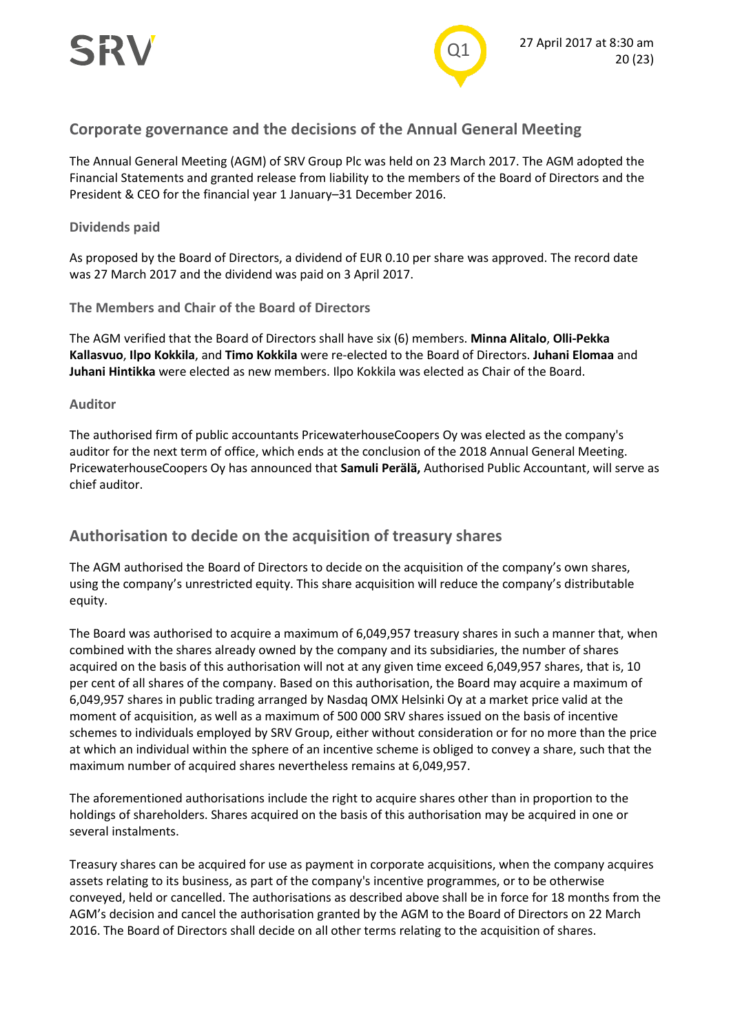## Corporate governance and the decisions of the Annual General Meeting

The Annual General Meeting (AGM) of SRV Group Plc was held on 23 March 2017. The AGM adopted the Financial Statements and granted release from liability to the members of the Board of Directors and the President & CEO for the financial year 1 January–31 December 2016.

### Dividends paid

As proposed by the Board of Directors, a dividend of EUR 0.10 per share was approved. The record date was 27 March 2017 and the dividend was paid on 3 April 2017.

### The Members and Chair of the Board of Directors

The AGM verified that the Board of Directors shall have six (6) members. **Minna Alitalo**, **Olli-Pekka Kallasvuo**, **Ilpo Kokkila**, and **Timo Kokkila** were re-elected to the Board of Directors. **Juhani Elomaa** and **Juhani Hintikka** were elected as new members. Ilpo Kokkila was elected as Chair of the Board.

### Auditor

The authorised firm of public accountants PricewaterhouseCoopers Oy was elected as the company's auditor for the next term of office, which ends at the conclusion of the 2018 Annual General Meeting. PricewaterhouseCoopers Oy has announced that **Samuli Perälä,** Authorised Public Accountant, will serve as chief auditor.

## Authorisation to decide on the acquisition of treasury shares

The AGM authorised the Board of Directors to decide on the acquisition of the company's own shares, using the company's unrestricted equity. This share acquisition will reduce the company's distributable equity.

The Board was authorised to acquire a maximum of 6,049,957 treasury shares in such a manner that, when combined with the shares already owned by the company and its subsidiaries, the number of shares acquired on the basis of this authorisation will not at any given time exceed 6,049,957 shares, that is, 10 per cent of all shares of the company. Based on this authorisation, the Board may acquire a maximum of 6,049,957 shares in public trading arranged by Nasdaq OMX Helsinki Oy at a market price valid at the moment of acquisition, as well as a maximum of 500 000 SRV shares issued on the basis of incentive schemes to individuals employed by SRV Group, either without consideration or for no more than the price at which an individual within the sphere of an incentive scheme is obliged to convey a share, such that the maximum number of acquired shares nevertheless remains at 6,049,957.

The aforementioned authorisations include the right to acquire shares other than in proportion to the holdings of shareholders. Shares acquired on the basis of this authorisation may be acquired in one or several instalments.

Treasury shares can be acquired for use as payment in corporate acquisitions, when the company acquires assets relating to its business, as part of the company's incentive programmes, or to be otherwise conveyed, held or cancelled. The authorisations as described above shall be in force for 18 months from the AGM's decision and cancel the authorisation granted by the AGM to the Board of Directors on 22 March 2016. The Board of Directors shall decide on all other terms relating to the acquisition of shares.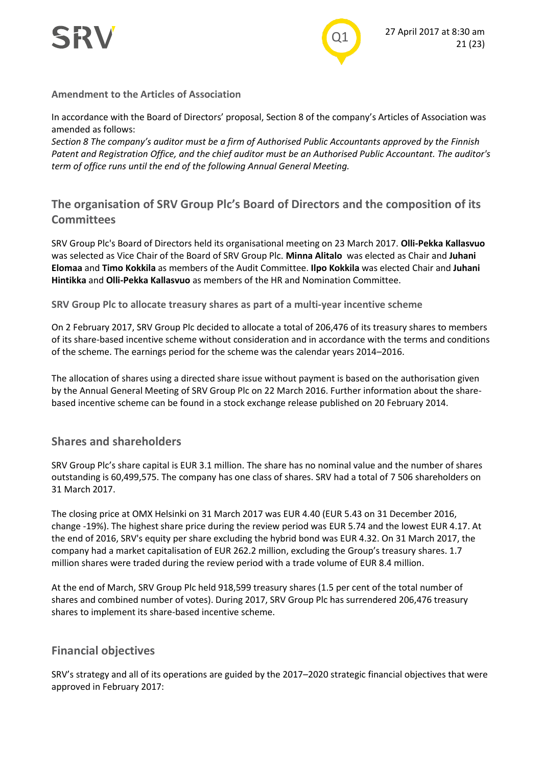### Amendment to the Articles of Association

In accordance with the Board of Directors' proposal, Section 8 of the company's Articles of Association was amended as follows:
*Section 8 The company's auditor must be a firm of Authorised Public Accountants approved by the Finnish Patent and Registration Office, and the chief auditor must be an Authorised Public Accountant. The auditor's term of office runs until the end of the following Annual General Meeting.*

## The organisation of SRV Group Plc's Board of Directors and the composition of its Committees

SRV Group Plc's Board of Directors held its organisational meeting on 23 March 2017. **Olli-Pekka Kallasvuo** was selected as Vice Chair of the Board of SRV Group Plc. **Minna Alitalo** was elected as Chair and **Juhani Elomaa** and **Timo Kokkila** as members of the Audit Committee. **Ilpo Kokkila** was elected Chair and **Juhani Hintikka** and **Olli-Pekka Kallasvuo** as members of the HR and Nomination Committee.

### SRV Group Plc to allocate treasury shares as part of a multi-year incentive scheme

On 2 February 2017, SRV Group Plc decided to allocate a total of 206,476 of its treasury shares to members of its share-based incentive scheme without consideration and in accordance with the terms and conditions of the scheme. The earnings period for the scheme was the calendar years 2014–2016.

The allocation of shares using a directed share issue without payment is based on the authorisation given by the Annual General Meeting of SRV Group Plc on 22 March 2016. Further information about the share-based incentive scheme can be found in a stock exchange release published on 20 February 2014.

## Shares and shareholders

SRV Group Plc's share capital is EUR 3.1 million. The share has no nominal value and the number of shares outstanding is 60,499,575. The company has one class of shares. SRV had a total of 7 506 shareholders on 31 March 2017.

The closing price at OMX Helsinki on 31 March 2017 was EUR 4.40 (EUR 5.43 on 31 December 2016, change -19%). The highest share price during the review period was EUR 5.74 and the lowest EUR 4.17. At the end of 2016, SRV's equity per share excluding the hybrid bond was EUR 4.32. On 31 March 2017, the company had a market capitalisation of EUR 262.2 million, excluding the Group's treasury shares. 1.7 million shares were traded during the review period with a trade volume of EUR 8.4 million.

At the end of March, SRV Group Plc held 918,599 treasury shares (1.5 per cent of the total number of shares and combined number of votes). During 2017, SRV Group Plc has surrendered 206,476 treasury shares to implement its share-based incentive scheme.

## Financial objectives

SRV's strategy and all of its operations are guided by the 2017–2020 strategic financial objectives that were approved in February 2017: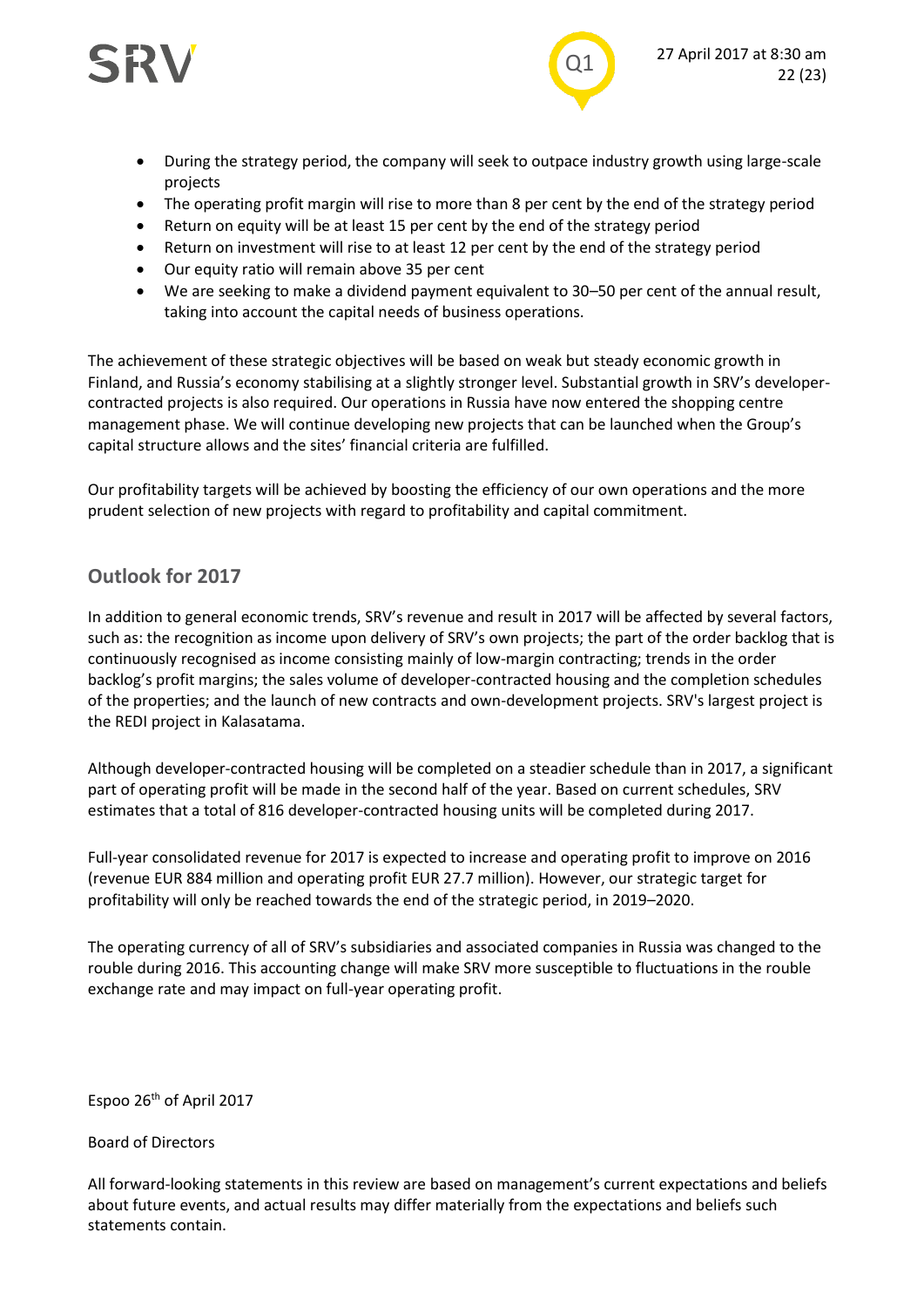- During the strategy period, the company will seek to outpace industry growth using large-scale projects
- The operating profit margin will rise to more than 8 per cent by the end of the strategy period
- Return on equity will be at least 15 per cent by the end of the strategy period
- Return on investment will rise to at least 12 per cent by the end of the strategy period
- Our equity ratio will remain above 35 per cent
- We are seeking to make a dividend payment equivalent to 30–50 per cent of the annual result, taking into account the capital needs of business operations.

The achievement of these strategic objectives will be based on weak but steady economic growth in Finland, and Russia's economy stabilising at a slightly stronger level. Substantial growth in SRV's developer-contracted projects is also required. Our operations in Russia have now entered the shopping centre management phase. We will continue developing new projects that can be launched when the Group's capital structure allows and the sites' financial criteria are fulfilled.

Our profitability targets will be achieved by boosting the efficiency of our own operations and the more prudent selection of new projects with regard to profitability and capital commitment.

## Outlook for 2017

In addition to general economic trends, SRV's revenue and result in 2017 will be affected by several factors, such as: the recognition as income upon delivery of SRV's own projects; the part of the order backlog that is continuously recognised as income consisting mainly of low-margin contracting; trends in the order backlog's profit margins; the sales volume of developer-contracted housing and the completion schedules of the properties; and the launch of new contracts and own-development projects. SRV's largest project is the REDI project in Kalasatama.

Although developer-contracted housing will be completed on a steadier schedule than in 2017, a significant part of operating profit will be made in the second half of the year. Based on current schedules, SRV estimates that a total of 816 developer-contracted housing units will be completed during 2017.

Full-year consolidated revenue for 2017 is expected to increase and operating profit to improve on 2016 (revenue EUR 884 million and operating profit EUR 27.7 million). However, our strategic target for profitability will only be reached towards the end of the strategic period, in 2019–2020.

The operating currency of all of SRV's subsidiaries and associated companies in Russia was changed to the rouble during 2016. This accounting change will make SRV more susceptible to fluctuations in the rouble exchange rate and may impact on full-year operating profit.

Espoo 26th of April 2017

Board of Directors

All forward-looking statements in this review are based on management's current expectations and beliefs about future events, and actual results may differ materially from the expectations and beliefs such statements contain.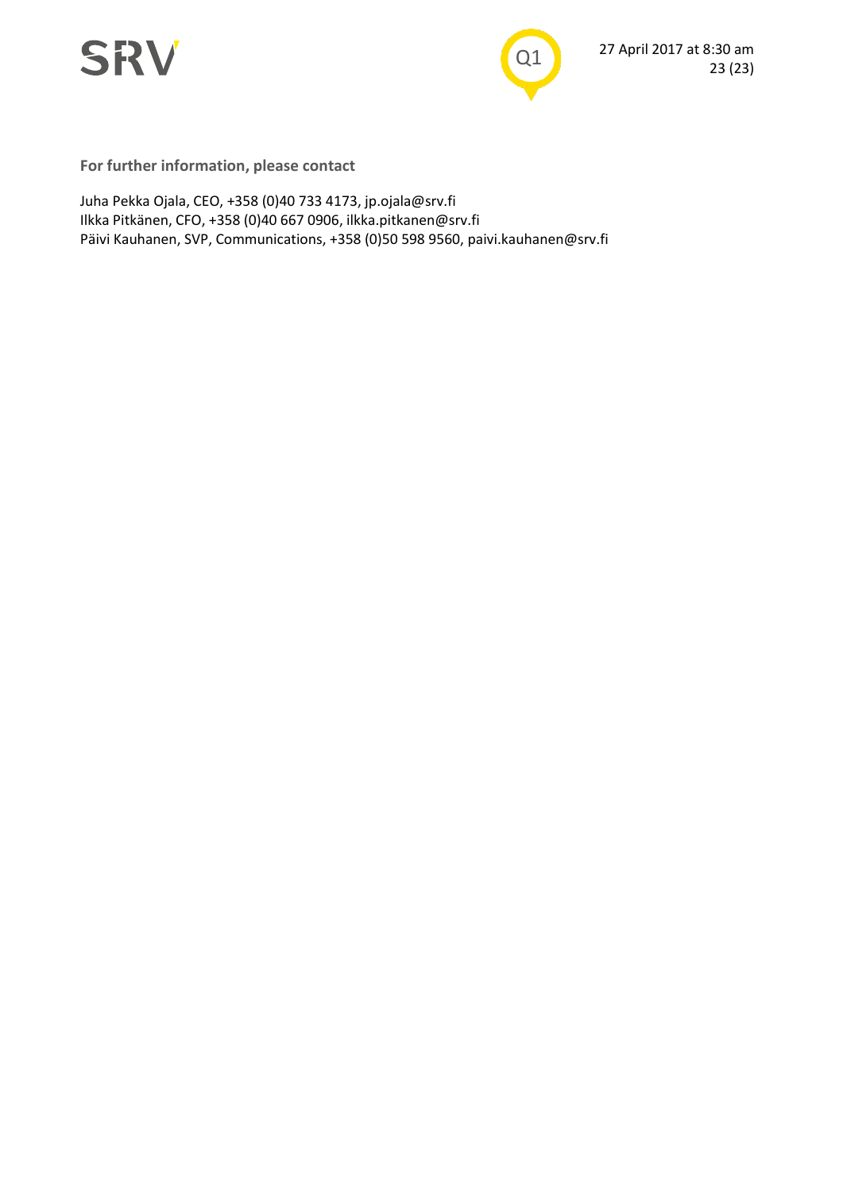**For further information, please contact**

Juha Pekka Ojala, CEO, +358 (0)40 733 4173, jp.ojala@srv.fi
Ilkka Pitkänen, CFO, +358 (0)40 667 0906, ilkka.pitkanen@srv.fi
Päivi Kauhanen, SVP, Communications, +358 (0)50 598 9560, paivi.kauhanen@srv.fi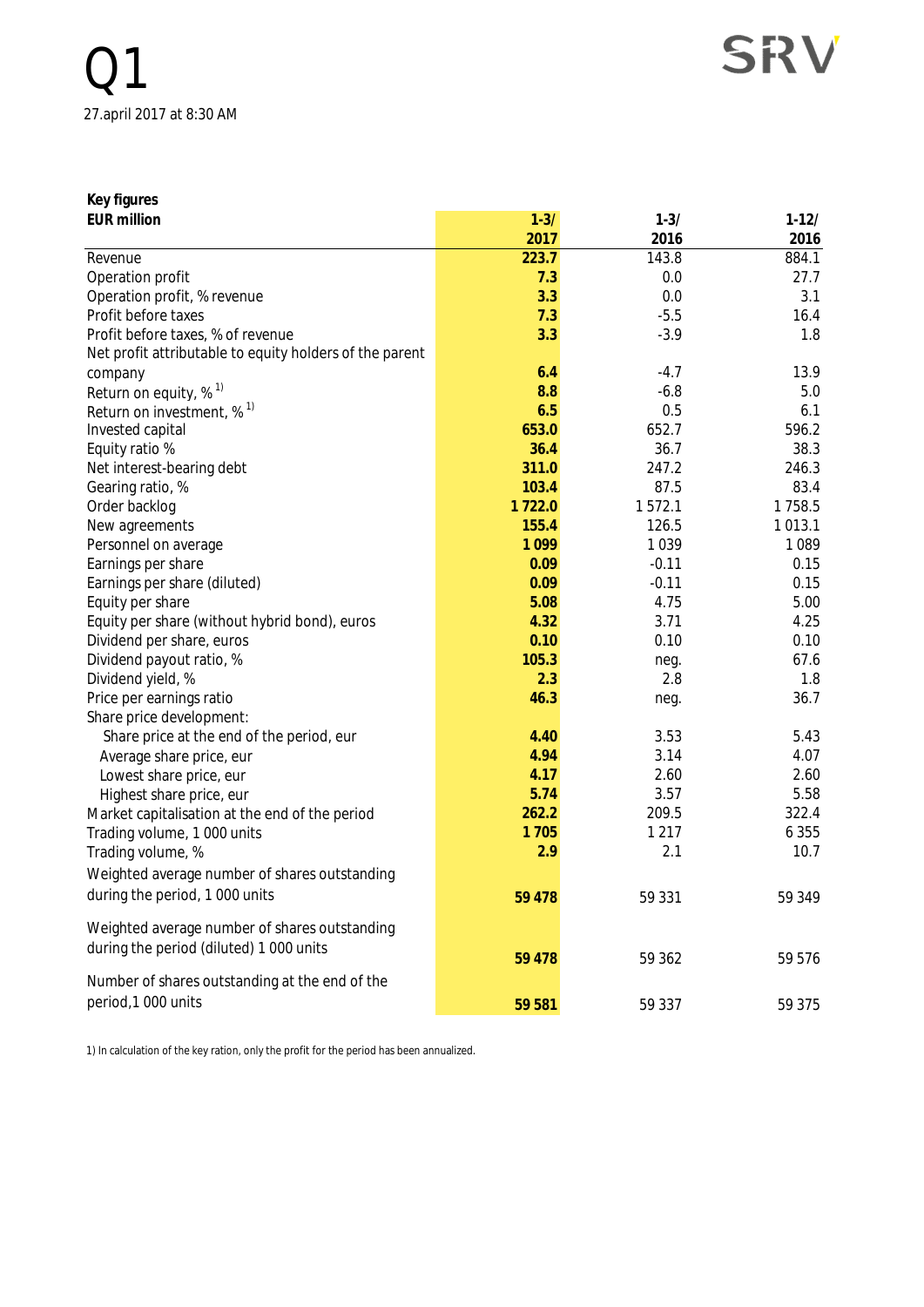Q1

27.april 2017 at 8:30 AM

| Key figures<br>EUR million | 1-3/<br>2017 | 1-3/<br>2016 | 1-12/<br>2016 |
|---|---|---|---|
| Revenue | **223.7** | 143.8 | 884.1 |
| Operation profit | **7.3** | 0.0 | 27.7 |
| Operation profit, % revenue | **3.3** | 0.0 | 3.1 |
| Profit before taxes | **7.3** | -5.5 | 16.4 |
| Profit before taxes, % of revenue | **3.3** | -3.9 | 1.8 |
| Net profit attributable to equity holders of the parent company | **6.4** | -4.7 | 13.9 |
| Return on equity, % [1] | **8.8** | -6.8 | 5.0 |
| Return on investment, % [1] | **6.5** | 0.5 | 6.1 |
| Invested capital | **653.0** | 652.7 | 596.2 |
| Equity ratio % | **36.4** | 36.7 | 38.3 |
| Net interest-bearing debt | **311.0** | 247.2 | 246.3 |
| Gearing ratio, % | **103.4** | 87.5 | 83.4 |
| Order backlog | **1 722.0** | 1 572.1 | 1 758.5 |
| New agreements | **155.4** | 126.5 | 1 013.1 |
| Personnel on average | **1 099** | 1 039 | 1 089 |
| Earnings per share | **0.09** | -0.11 | 0.15 |
| Earnings per share (diluted) | **0.09** | -0.11 | 0.15 |
| Equity per share | **5.08** | 4.75 | 5.00 |
| Equity per share (without hybrid bond), euros | **4.32** | 3.71 | 4.25 |
| Dividend per share, euros | **0.10** | 0.10 | 0.10 |
| Dividend payout ratio, % | **105.3** | neg. | 67.6 |
| Dividend yield, % | **2.3** | 2.8 | 1.8 |
| Price per earnings ratio | **46.3** | neg. | 36.7 |
| Share price development: | | | |
| Share price at the end of the period, eur | **4.40** | 3.53 | 5.43 |
| Average share price, eur | **4.94** | 3.14 | 4.07 |
| Lowest share price, eur | **4.17** | 2.60 | 2.60 |
| Highest share price, eur | **5.74** | 3.57 | 5.58 |
| Market capitalisation at the end of the period | **262.2** | 209.5 | 322.4 |
| Trading volume, 1 000 units | **1 705** | 1 217 | 6 355 |
| Trading volume, % | **2.9** | 2.1 | 10.7 |
| Weighted average number of shares outstanding during the period, 1 000 units | **59 478** | 59 331 | 59 349 |
| Weighted average number of shares outstanding during the period (diluted) 1 000 units | **59 478** | 59 362 | 59 576 |
| Number of shares outstanding at the end of the period,1 000 units | **59 581** | 59 337 | 59 375 |

1) In calculation of the key ration, only the profit for the period has been annualized.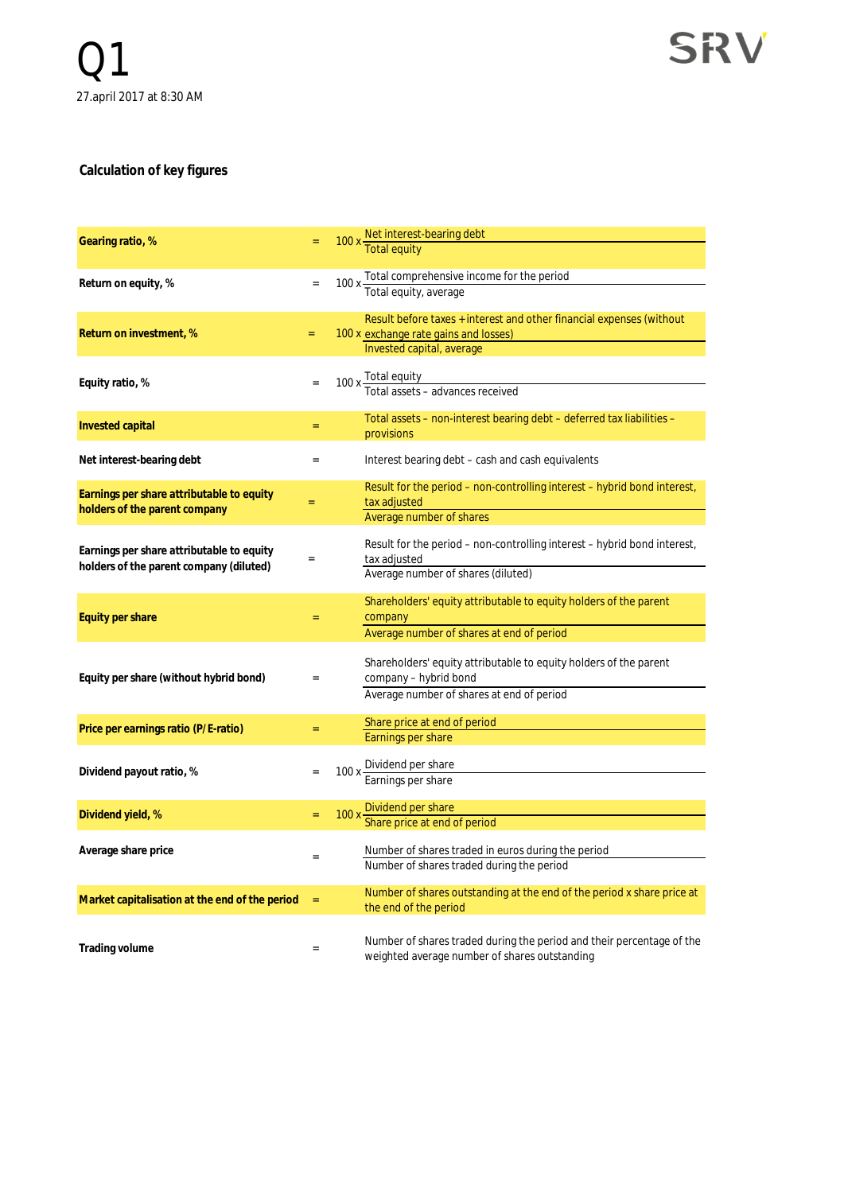Q1

27.april 2017 at 8:30 AM

## Calculation of key figures

| Key figure | | Formula |
|---|---|---|
| **Gearing ratio, %** | = | 100 x (Net interest-bearing debt / Total equity) |
| **Return on equity, %** | = | 100 x (Total comprehensive income for the period / Total equity, average) |
| **Return on investment, %** | = | 100 x (Result before taxes + interest and other financial expenses (without exchange rate gains and losses) / Invested capital, average) |
| **Equity ratio, %** | = | 100 x (Total equity / Total assets – advances received) |
| **Invested capital** | = | Total assets – non-interest bearing debt – deferred tax liabilities – provisions |
| **Net interest-bearing debt** | = | Interest bearing debt – cash and cash equivalents |
| **Earnings per share attributable to equity holders of the parent company** | = | Result for the period – non-controlling interest – hybrid bond interest, tax adjusted / Average number of shares |
| **Earnings per share attributable to equity holders of the parent company (diluted)** | = | Result for the period – non-controlling interest – hybrid bond interest, tax adjusted / Average number of shares (diluted) |
| **Equity per share** | = | Shareholders' equity attributable to equity holders of the parent company / Average number of shares at end of period |
| **Equity per share (without hybrid bond)** | = | Shareholders' equity attributable to equity holders of the parent company – hybrid bond / Average number of shares at end of period |
| **Price per earnings ratio (P/E-ratio)** | = | Share price at end of period / Earnings per share |
| **Dividend payout ratio, %** | = | 100 x (Dividend per share / Earnings per share) |
| **Dividend yield, %** | = | 100 x (Dividend per share / Share price at end of period) |
| **Average share price** | = | Number of shares traded in euros during the period / Number of shares traded during the period |
| **Market capitalisation at the end of the period** | = | Number of shares outstanding at the end of the period x share price at the end of the period |
| **Trading volume** | = | Number of shares traded during the period and their percentage of the weighted average number of shares outstanding |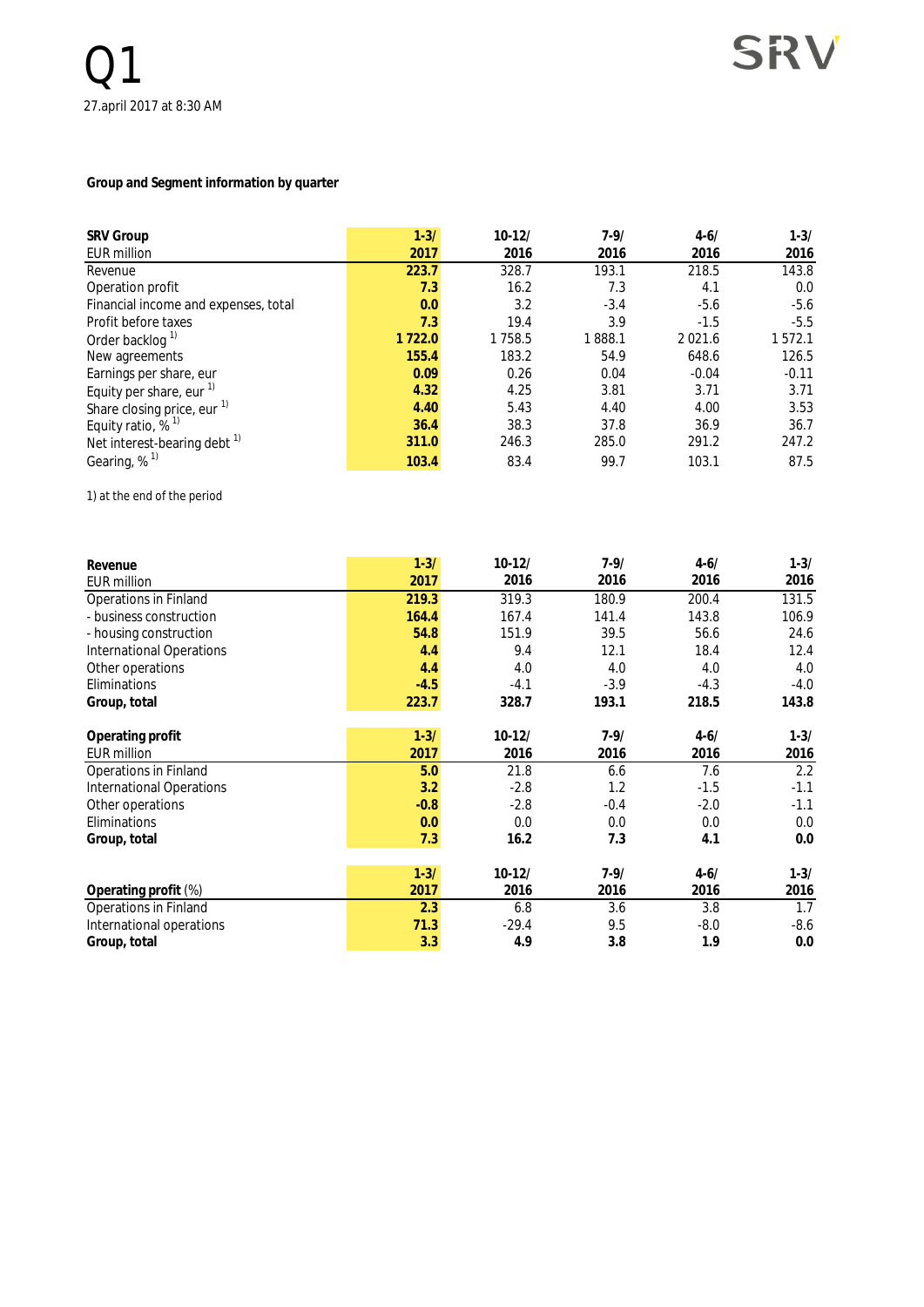# Q1

27.april 2017 at 8:30 AM

SRV

**Group and Segment information by quarter**

| **SRV Group**<br>EUR million | **1-3/ 2017** | **10-12/ 2016** | **7-9/ 2016** | **4-6/ 2016** | **1-3/ 2016** |
|---|---|---|---|---|---|
| Revenue | **223.7** | 328.7 | 193.1 | 218.5 | 143.8 |
| Operation profit | **7.3** | 16.2 | 7.3 | 4.1 | 0.0 |
| Financial income and expenses, total | **0.0** | 3.2 | -3.4 | -5.6 | -5.6 |
| Profit before taxes | **7.3** | 19.4 | 3.9 | -1.5 | -5.5 |
| Order backlog [1) | **1 722.0** | 1 758.5 | 1 888.1 | 2 021.6 | 1 572.1 |
| New agreements | **155.4** | 183.2 | 54.9 | 648.6 | 126.5 |
| Earnings per share, eur | **0.09** | 0.26 | 0.04 | -0.04 | -0.11 |
| Equity per share, eur [1) | **4.32** | 4.25 | 3.81 | 3.71 | 3.71 |
| Share closing price, eur [1) | **4.40** | 5.43 | 4.40 | 4.00 | 3.53 |
| Equity ratio, % [1) | **36.4** | 38.3 | 37.8 | 36.9 | 36.7 |
| Net interest-bearing debt [1) | **311.0** | 246.3 | 285.0 | 291.2 | 247.2 |
| Gearing, % [1) | **103.4** | 83.4 | 99.7 | 103.1 | 87.5 |

1) at the end of the period

| **Revenue**<br>EUR million | **1-3/ 2017** | **10-12/ 2016** | **7-9/ 2016** | **4-6/ 2016** | **1-3/ 2016** |
|---|---|---|---|---|---|
| Operations in Finland | **219.3** | 319.3 | 180.9 | 200.4 | 131.5 |
| - business construction | **164.4** | 167.4 | 141.4 | 143.8 | 106.9 |
| - housing construction | **54.8** | 151.9 | 39.5 | 56.6 | 24.6 |
| International Operations | **4.4** | 9.4 | 12.1 | 18.4 | 12.4 |
| Other operations | **4.4** | 4.0 | 4.0 | 4.0 | 4.0 |
| Eliminations | **-4.5** | -4.1 | -3.9 | -4.3 | -4.0 |
| **Group, total** | **223.7** | **328.7** | **193.1** | **218.5** | **143.8** |

| **Operating profit**<br>EUR million | **1-3/ 2017** | **10-12/ 2016** | **7-9/ 2016** | **4-6/ 2016** | **1-3/ 2016** |
|---|---|---|---|---|---|
| Operations in Finland | **5.0** | 21.8 | 6.6 | 7.6 | 2.2 |
| International Operations | **3.2** | -2.8 | 1.2 | -1.5 | -1.1 |
| Other operations | **-0.8** | -2.8 | -0.4 | -2.0 | -1.1 |
| Eliminations | **0.0** | 0.0 | 0.0 | 0.0 | 0.0 |
| **Group, total** | **7.3** | **16.2** | **7.3** | **4.1** | **0.0** |

| **Operating profit** (%) | **1-3/ 2017** | **10-12/ 2016** | **7-9/ 2016** | **4-6/ 2016** | **1-3/ 2016** |
|---|---|---|---|---|---|
| Operations in Finland | **2.3** | 6.8 | 3.6 | 3.8 | 1.7 |
| International operations | **71.3** | -29.4 | 9.5 | -8.0 | -8.6 |
| **Group, total** | **3.3** | **4.9** | **3.8** | **1.9** | **0.0** |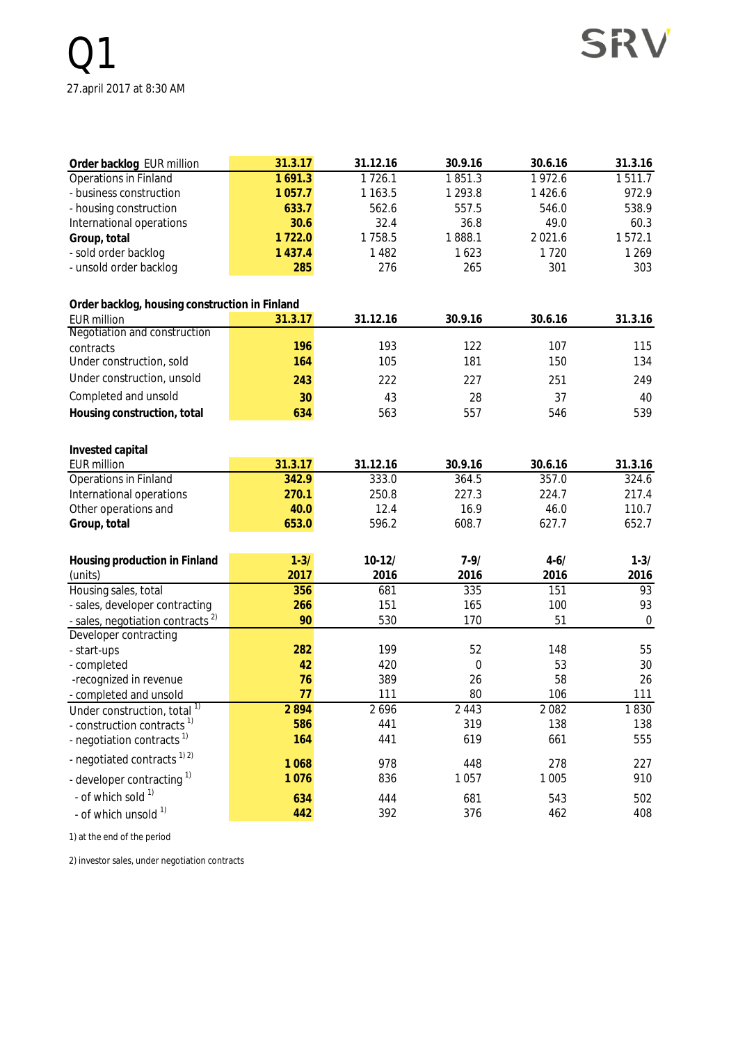# Q1

27.april 2017 at 8:30 AM

| Order backlog EUR million | 31.3.17 | 31.12.16 | 30.9.16 | 30.6.16 | 31.3.16 |
|---|---|---|---|---|---|
| Operations in Finland | 1 691.3 | 1 726.1 | 1 851.3 | 1 972.6 | 1 511.7 |
| - business construction | 1 057.7 | 1 163.5 | 1 293.8 | 1 426.6 | 972.9 |
| - housing construction | 633.7 | 562.6 | 557.5 | 546.0 | 538.9 |
| International operations | 30.6 | 32.4 | 36.8 | 49.0 | 60.3 |
| **Group, total** | 1 722.0 | 1 758.5 | 1 888.1 | 2 021.6 | 1 572.1 |
| - sold order backlog | 1 437.4 | 1 482 | 1 623 | 1 720 | 1 269 |
| - unsold order backlog | 285 | 276 | 265 | 301 | 303 |

| Order backlog, housing construction in Finland EUR million | 31.3.17 | 31.12.16 | 30.9.16 | 30.6.16 | 31.3.16 |
|---|---|---|---|---|---|
| Negotiation and construction contracts | 196 | 193 | 122 | 107 | 115 |
| Under construction, sold | 164 | 105 | 181 | 150 | 134 |
| Under construction, unsold | 243 | 222 | 227 | 251 | 249 |
| Completed and unsold | 30 | 43 | 28 | 37 | 40 |
| **Housing construction, total** | 634 | 563 | 557 | 546 | 539 |

| Invested capital EUR million | 31.3.17 | 31.12.16 | 30.9.16 | 30.6.16 | 31.3.16 |
|---|---|---|---|---|---|
| Operations in Finland | 342.9 | 333.0 | 364.5 | 357.0 | 324.6 |
| International operations | 270.1 | 250.8 | 227.3 | 224.7 | 217.4 |
| Other operations and | 40.0 | 12.4 | 16.9 | 46.0 | 110.7 |
| **Group, total** | 653.0 | 596.2 | 608.7 | 627.7 | 652.7 |

| Housing production in Finland (units) | 1-3/ 2017 | 10-12/ 2016 | 7-9/ 2016 | 4-6/ 2016 | 1-3/ 2016 |
|---|---|---|---|---|---|
| Housing sales, total | 356 | 681 | 335 | 151 | 93 |
| - sales, developer contracting | 266 | 151 | 165 | 100 | 93 |
| - sales, negotiation contracts [2] | 90 | 530 | 170 | 51 | 0 |
| Developer contracting | | | | | |
| - start-ups | 282 | 199 | 52 | 148 | 55 |
| - completed | 42 | 420 | 0 | 53 | 30 |
| -recognized in revenue | 76 | 389 | 26 | 58 | 26 |
| - completed and unsold | 77 | 111 | 80 | 106 | 111 |
| Under construction, total [1] | 2 894 | 2 696 | 2 443 | 2 082 | 1 830 |
| - construction contracts [1] | 586 | 441 | 319 | 138 | 138 |
| - negotiation contracts [1] | 164 | 441 | 619 | 661 | 555 |
| - negotiated contracts [1) 2)] | 1 068 | 978 | 448 | 278 | 227 |
| - developer contracting [1] | 1 076 | 836 | 1 057 | 1 005 | 910 |
| - of which sold [1] | 634 | 444 | 681 | 543 | 502 |
| - of which unsold [1] | 442 | 392 | 376 | 462 | 408 |

1) at the end of the period

2) investor sales, under negotiation contracts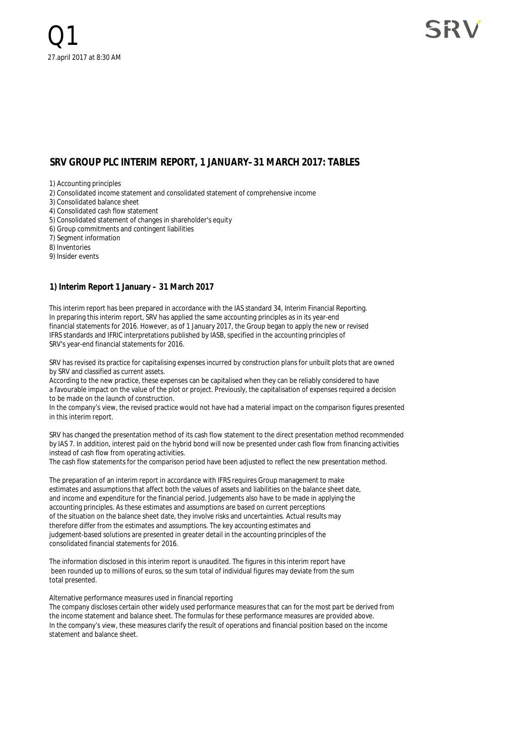Q1

27.april 2017 at 8:30 AM

SRV

## SRV GROUP PLC INTERIM REPORT, 1 JANUARY–31 MARCH 2017: TABLES

1) Accounting principles
2) Consolidated income statement and consolidated statement of comprehensive income
3) Consolidated balance sheet
4) Consolidated cash flow statement
5) Consolidated statement of changes in shareholder's equity
6) Group commitments and contingent liabilities
7) Segment information
8) Inventories
9) Insider events

### 1) Interim Report 1 January – 31 March 2017

This interim report has been prepared in accordance with the IAS standard 34, Interim Financial Reporting.
In preparing this interim report, SRV has applied the same accounting principles as in its year-end
financial statements for 2016. However, as of 1 January 2017, the Group began to apply the new or revised
IFRS standards and IFRIC interpretations published by IASB, specified in the accounting principles of
SRV's year-end financial statements for 2016.

SRV has revised its practice for capitalising expenses incurred by construction plans for unbuilt plots that are owned
by SRV and classified as current assets.
According to the new practice, these expenses can be capitalised when they can be reliably considered to have
a favourable impact on the value of the plot or project. Previously, the capitalisation of expenses required a decision
to be made on the launch of construction.
In the company's view, the revised practice would not have had a material impact on the comparison figures presented
in this interim report.

SRV has changed the presentation method of its cash flow statement to the direct presentation method recommended
by IAS 7. In addition, interest paid on the hybrid bond will now be presented under cash flow from financing activities
instead of cash flow from operating activities.
The cash flow statements for the comparison period have been adjusted to reflect the new presentation method.

The preparation of an interim report in accordance with IFRS requires Group management to make
estimates and assumptions that affect both the values of assets and liabilities on the balance sheet date,
and income and expenditure for the financial period. Judgements also have to be made in applying the
accounting principles. As these estimates and assumptions are based on current perceptions
of the situation on the balance sheet date, they involve risks and uncertainties. Actual results may
therefore differ from the estimates and assumptions. The key accounting estimates and
judgement-based solutions are presented in greater detail in the accounting principles of the
consolidated financial statements for 2016.

The information disclosed in this interim report is unaudited. The figures in this interim report have
been rounded up to millions of euros, so the sum total of individual figures may deviate from the sum
total presented.

Alternative performance measures used in financial reporting
The company discloses certain other widely used performance measures that can for the most part be derived from
the income statement and balance sheet. The formulas for these performance measures are provided above.
In the company's view, these measures clarify the result of operations and financial position based on the income
statement and balance sheet.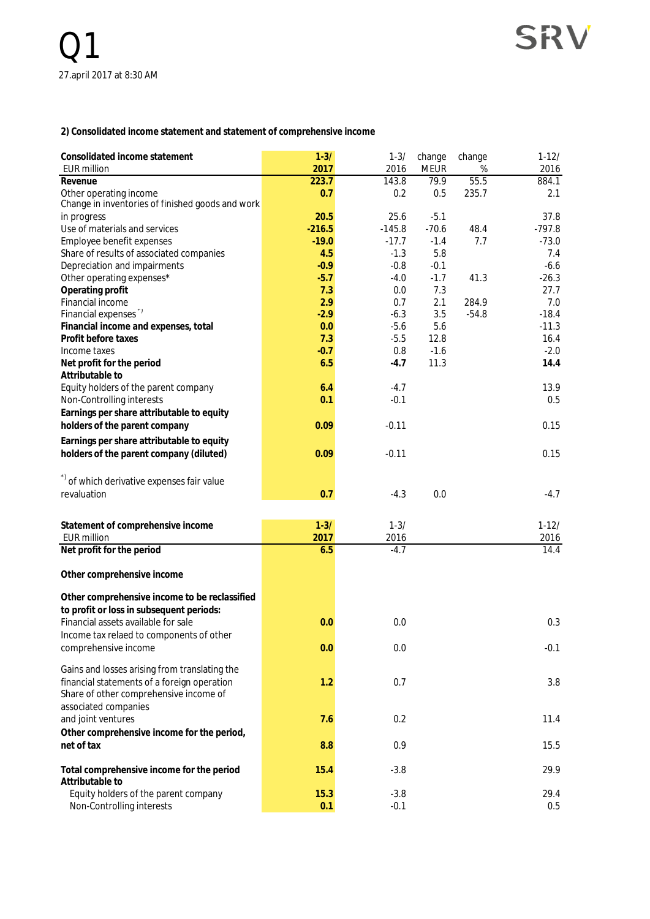## 2) Consolidated income statement and statement of comprehensive income

| Consolidated income statement<br>EUR million | 1-3/<br>2017 | 1-3/<br>2016 | change<br>MEUR | change<br>% | 1-12/<br>2016 |
|---|---|---|---|---|---|
| **Revenue** | **223.7** | 143.8 | 79.9 | 55.5 | 884.1 |
| Other operating income | **0.7** | 0.2 | 0.5 | 235.7 | 2.1 |
| Change in inventories of finished goods and work in progress | **20.5** | 25.6 | -5.1 | | 37.8 |
| Use of materials and services | **-216.5** | -145.8 | -70.6 | 48.4 | -797.8 |
| Employee benefit expenses | **-19.0** | -17.7 | -1.4 | 7.7 | -73.0 |
| Share of results of associated companies | **4.5** | -1.3 | 5.8 | | 7.4 |
| Depreciation and impairments | **-0.9** | -0.8 | -0.1 | | -6.6 |
| Other operating expenses* | **-5.7** | -4.0 | -1.7 | 41.3 | -26.3 |
| **Operating profit** | **7.3** | 0.0 | 7.3 | | 27.7 |
| Financial income | **2.9** | 0.7 | 2.1 | 284.9 | 7.0 |
| Financial expenses *) | **-2.9** | -6.3 | 3.5 | -54.8 | -18.4 |
| **Financial income and expenses, total** | **0.0** | -5.6 | 5.6 | | -11.3 |
| **Profit before taxes** | **7.3** | -5.5 | 12.8 | | 16.4 |
| Income taxes | **-0.7** | 0.8 | -1.6 | | -2.0 |
| **Net profit for the period** | **6.5** | **-4.7** | 11.3 | | **14.4** |
| **Attributable to** | | | | | |
| Equity holders of the parent company | **6.4** | -4.7 | | | 13.9 |
| Non-Controlling interests | **0.1** | -0.1 | | | 0.5 |
| **Earnings per share attributable to equity holders of the parent company** | **0.09** | -0.11 | | | 0.15 |
| **Earnings per share attributable to equity holders of the parent company (diluted)** | **0.09** | -0.11 | | | 0.15 |
| *) of which derivative expenses fair value revaluation | **0.7** | -4.3 | 0.0 | | -4.7 |

| Statement of comprehensive income<br>EUR million | 1-3/<br>2017 | 1-3/<br>2016 | 1-12/<br>2016 |
|---|---|---|---|
| **Net profit for the period** | **6.5** | -4.7 | 14.4 |
| **Other comprehensive income** | | | |
| **Other comprehensive income to be reclassified to profit or loss in subsequent periods:** | | | |
| Financial assets available for sale | **0.0** | 0.0 | 0.3 |
| Income tax relaed to components of other comprehensive income | **0.0** | 0.0 | -0.1 |
| Gains and losses arising from translating the financial statements of a foreign operation | **1.2** | 0.7 | 3.8 |
| Share of other comprehensive income of associated companies and joint ventures | **7.6** | 0.2 | 11.4 |
| **Other comprehensive income for the period, net of tax** | **8.8** | 0.9 | 15.5 |
| **Total comprehensive income for the period** | **15.4** | -3.8 | 29.9 |
| **Attributable to** | | | |
| Equity holders of the parent company | **15.3** | -3.8 | 29.4 |
| Non-Controlling interests | **0.1** | -0.1 | 0.5 |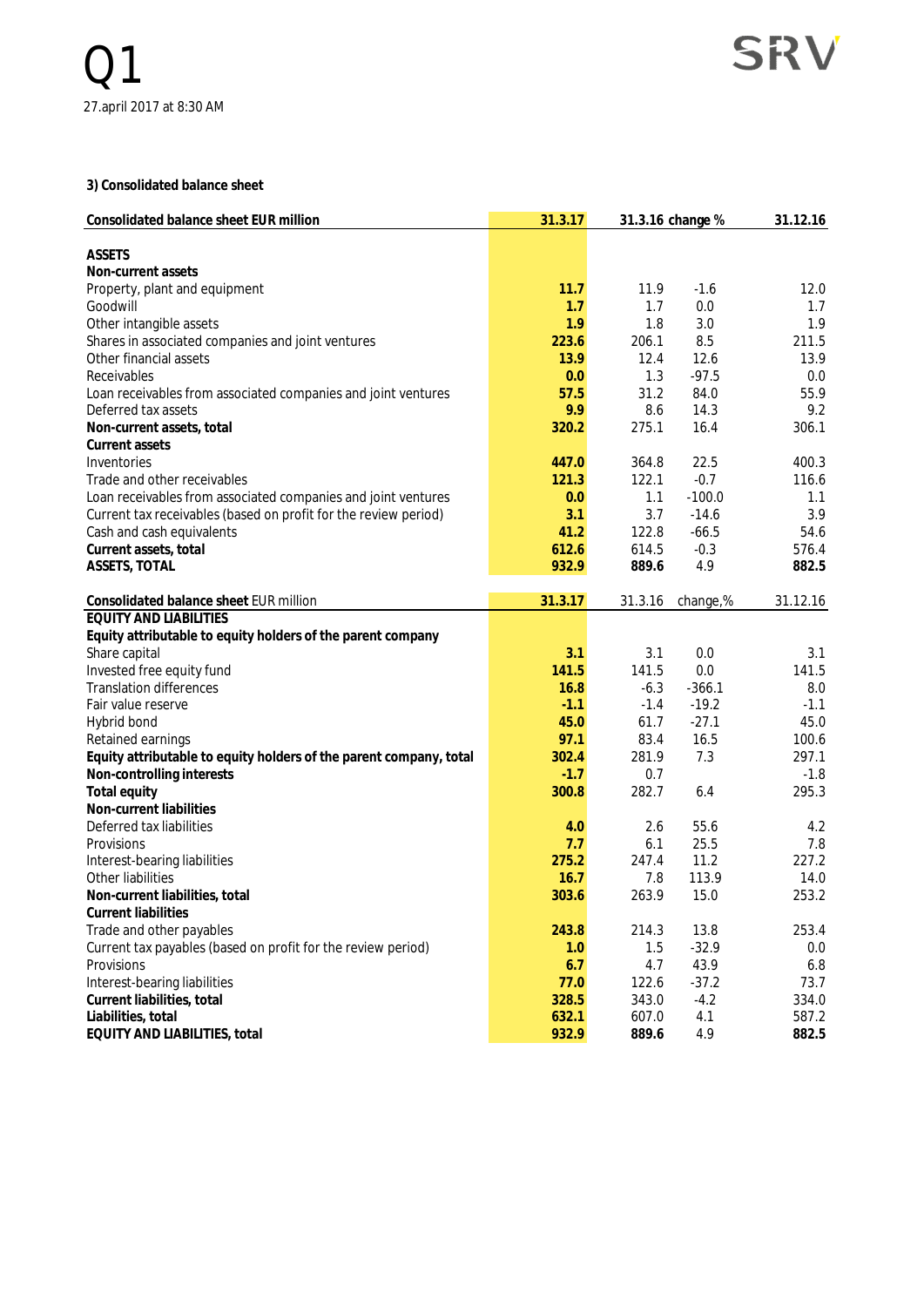Q1

27.april 2017 at 8:30 AM

### 3) Consolidated balance sheet

| Consolidated balance sheet EUR million | 31.3.17 | 31.3.16 | change % | 31.12.16 |
|---|---|---|---|---|
| **ASSETS** | | | | |
| **Non-current assets** | | | | |
| Property, plant and equipment | **11.7** | 11.9 | -1.6 | 12.0 |
| Goodwill | **1.7** | 1.7 | 0.0 | 1.7 |
| Other intangible assets | **1.9** | 1.8 | 3.0 | 1.9 |
| Shares in associated companies and joint ventures | **223.6** | 206.1 | 8.5 | 211.5 |
| Other financial assets | **13.9** | 12.4 | 12.6 | 13.9 |
| Receivables | **0.0** | 1.3 | -97.5 | 0.0 |
| Loan receivables from associated companies and joint ventures | **57.5** | 31.2 | 84.0 | 55.9 |
| Deferred tax assets | **9.9** | 8.6 | 14.3 | 9.2 |
| **Non-current assets, total** | **320.2** | 275.1 | 16.4 | 306.1 |
| **Current assets** | | | | |
| Inventories | **447.0** | 364.8 | 22.5 | 400.3 |
| Trade and other receivables | **121.3** | 122.1 | -0.7 | 116.6 |
| Loan receivables from associated companies and joint ventures | **0.0** | 1.1 | -100.0 | 1.1 |
| Current tax receivables (based on profit for the review period) | **3.1** | 3.7 | -14.6 | 3.9 |
| Cash and cash equivalents | **41.2** | 122.8 | -66.5 | 54.6 |
| **Current assets, total** | **612.6** | 614.5 | -0.3 | 576.4 |
| **ASSETS, TOTAL** | **932.9** | **889.6** | 4.9 | **882.5** |

| Consolidated balance sheet EUR million | 31.3.17 | 31.3.16 | change,% | 31.12.16 |
|---|---|---|---|---|
| **EQUITY AND LIABILITIES** | | | | |
| **Equity attributable to equity holders of the parent company** | | | | |
| Share capital | **3.1** | 3.1 | 0.0 | 3.1 |
| Invested free equity fund | **141.5** | 141.5 | 0.0 | 141.5 |
| Translation differences | **16.8** | -6.3 | -366.1 | 8.0 |
| Fair value reserve | **-1.1** | -1.4 | -19.2 | -1.1 |
| Hybrid bond | **45.0** | 61.7 | -27.1 | 45.0 |
| Retained earnings | **97.1** | 83.4 | 16.5 | 100.6 |
| **Equity attributable to equity holders of the parent company, total** | **302.4** | 281.9 | 7.3 | 297.1 |
| **Non-controlling interests** | **-1.7** | 0.7 | | -1.8 |
| **Total equity** | **300.8** | 282.7 | 6.4 | 295.3 |
| **Non-current liabilities** | | | | |
| Deferred tax liabilities | **4.0** | 2.6 | 55.6 | 4.2 |
| Provisions | **7.7** | 6.1 | 25.5 | 7.8 |
| Interest-bearing liabilities | **275.2** | 247.4 | 11.2 | 227.2 |
| Other liabilities | **16.7** | 7.8 | 113.9 | 14.0 |
| **Non-current liabilities, total** | **303.6** | 263.9 | 15.0 | 253.2 |
| **Current liabilities** | | | | |
| Trade and other payables | **243.8** | 214.3 | 13.8 | 253.4 |
| Current tax payables (based on profit for the review period) | **1.0** | 1.5 | -32.9 | 0.0 |
| Provisions | **6.7** | 4.7 | 43.9 | 6.8 |
| Interest-bearing liabilities | **77.0** | 122.6 | -37.2 | 73.7 |
| **Current liabilities, total** | **328.5** | 343.0 | -4.2 | 334.0 |
| **Liabilities, total** | **632.1** | 607.0 | 4.1 | 587.2 |
| **EQUITY AND LIABILITIES, total** | **932.9** | **889.6** | 4.9 | **882.5** |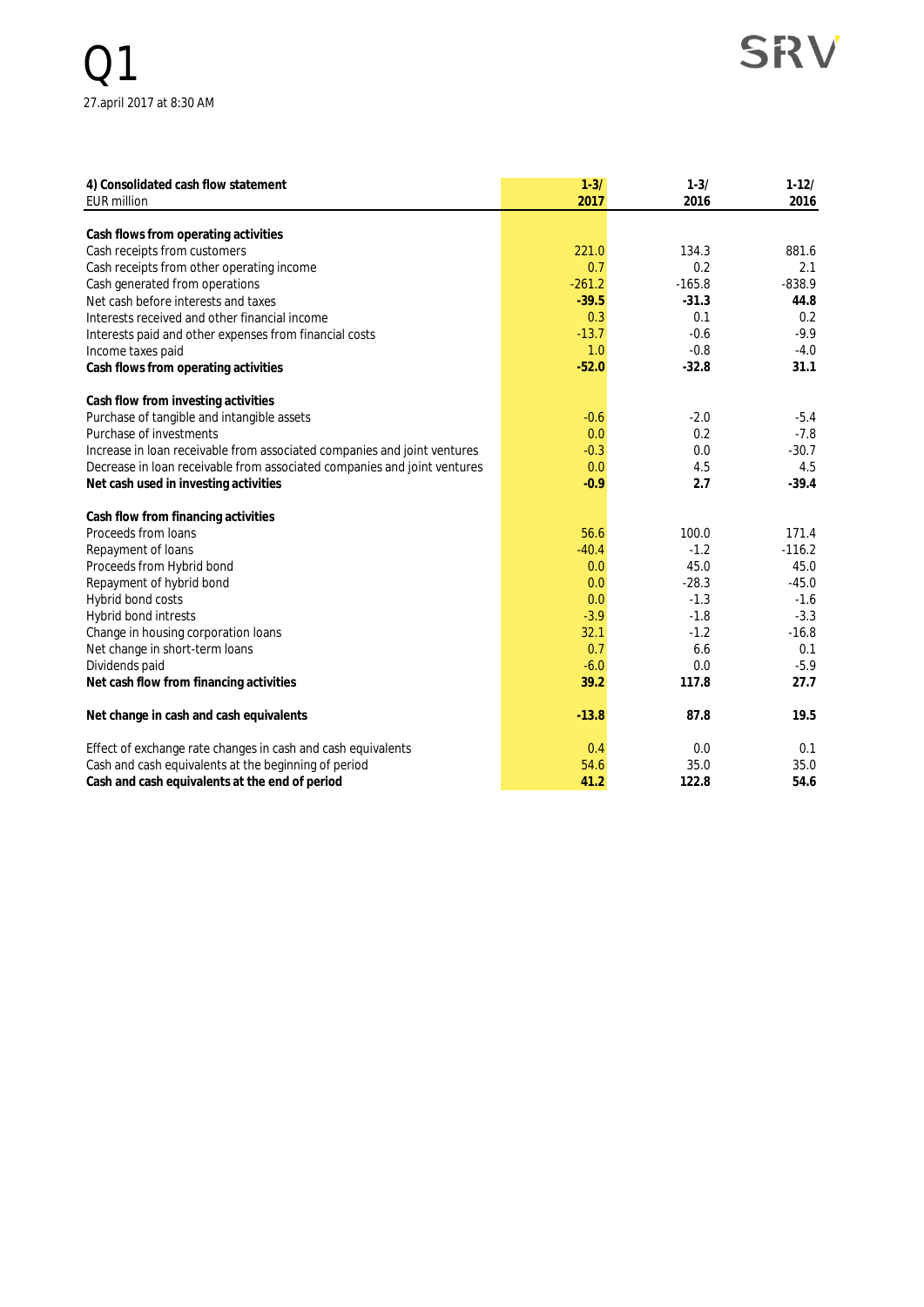# Q1

27.april 2017 at 8:30 AM

| 4) Consolidated cash flow statement<br>EUR million | 1-3/<br>2017 | 1-3/<br>2016 | 1-12/<br>2016 |
|---|---|---|---|
| **Cash flows from operating activities** | | | |
| Cash receipts from customers | 221.0 | 134.3 | 881.6 |
| Cash receipts from other operating income | 0.7 | 0.2 | 2.1 |
| Cash generated from operations | -261.2 | -165.8 | -838.9 |
| Net cash before interests and taxes | **-39.5** | **-31.3** | **44.8** |
| Interests received and other financial income | 0.3 | 0.1 | 0.2 |
| Interests paid and other expenses from financial costs | -13.7 | -0.6 | -9.9 |
| Income taxes paid | 1.0 | -0.8 | -4.0 |
| **Cash flows from operating activities** | **-52.0** | **-32.8** | **31.1** |
| **Cash flow from investing activities** | | | |
| Purchase of tangible and intangible assets | -0.6 | -2.0 | -5.4 |
| Purchase of investments | 0.0 | 0.2 | -7.8 |
| Increase in loan receivable from associated companies and joint ventures | -0.3 | 0.0 | -30.7 |
| Decrease in loan receivable from associated companies and joint ventures | 0.0 | 4.5 | 4.5 |
| **Net cash used in investing activities** | **-0.9** | **2.7** | **-39.4** |
| **Cash flow from financing activities** | | | |
| Proceeds from loans | 56.6 | 100.0 | 171.4 |
| Repayment of loans | -40.4 | -1.2 | -116.2 |
| Proceeds from Hybrid bond | 0.0 | 45.0 | 45.0 |
| Repayment of hybrid bond | 0.0 | -28.3 | -45.0 |
| Hybrid bond costs | 0.0 | -1.3 | -1.6 |
| Hybrid bond intrests | -3.9 | -1.8 | -3.3 |
| Change in housing corporation loans | 32.1 | -1.2 | -16.8 |
| Net change in short-term loans | 0.7 | 6.6 | 0.1 |
| Dividends paid | -6.0 | 0.0 | -5.9 |
| **Net cash flow from financing activities** | **39.2** | **117.8** | **27.7** |
| **Net change in cash and cash equivalents** | **-13.8** | **87.8** | **19.5** |
| Effect of exchange rate changes in cash and cash equivalents | 0.4 | 0.0 | 0.1 |
| Cash and cash equivalents at the beginning of period | 54.6 | 35.0 | 35.0 |
| **Cash and cash equivalents at the end of period** | **41.2** | **122.8** | **54.6** |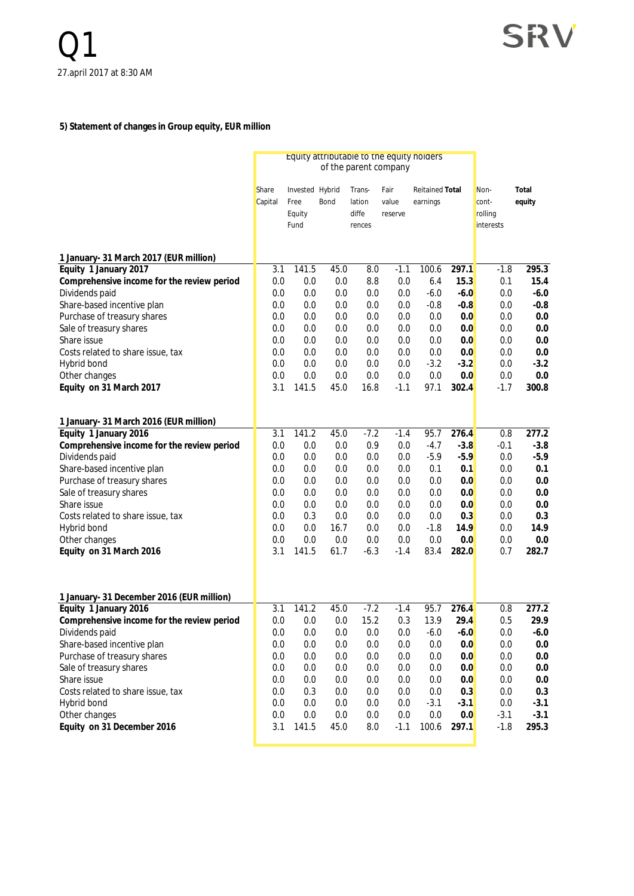### 5) Statement of changes in Group equity, EUR million

| | Equity attributable to the equity holders of the parent company | | | | | | | | |
|---|---|---|---|---|---|---|---|---|---|
| | Share Capital | Invested Free Equity Fund | Hybrid Bond | Trans-lation differences | Fair value reserve | Reitained earnings | **Total** | Non-controlling interests | **Total equity** |
| **1 January- 31 March 2017 (EUR million)** | | | | | | | | | |
| **Equity 1 January 2017** | 3.1 | 141.5 | 45.0 | 8.0 | -1.1 | 100.6 | **297.1** | -1.8 | **295.3** |
| **Comprehensive income for the review period** | 0.0 | 0.0 | 0.0 | 8.8 | 0.0 | 6.4 | **15.3** | 0.1 | **15.4** |
| Dividends paid | 0.0 | 0.0 | 0.0 | 0.0 | 0.0 | -6.0 | **-6.0** | 0.0 | **-6.0** |
| Share-based incentive plan | 0.0 | 0.0 | 0.0 | 0.0 | 0.0 | -0.8 | **-0.8** | 0.0 | **-0.8** |
| Purchase of treasury shares | 0.0 | 0.0 | 0.0 | 0.0 | 0.0 | 0.0 | **0.0** | 0.0 | **0.0** |
| Sale of treasury shares | 0.0 | 0.0 | 0.0 | 0.0 | 0.0 | 0.0 | **0.0** | 0.0 | **0.0** |
| Share issue | 0.0 | 0.0 | 0.0 | 0.0 | 0.0 | 0.0 | **0.0** | 0.0 | **0.0** |
| Costs related to share issue, tax | 0.0 | 0.0 | 0.0 | 0.0 | 0.0 | 0.0 | **0.0** | 0.0 | **0.0** |
| Hybrid bond | 0.0 | 0.0 | 0.0 | 0.0 | 0.0 | -3.2 | **-3.2** | 0.0 | **-3.2** |
| Other changes | 0.0 | 0.0 | 0.0 | 0.0 | 0.0 | 0.0 | **0.0** | 0.0 | **0.0** |
| **Equity on 31 March 2017** | 3.1 | 141.5 | 45.0 | 16.8 | -1.1 | 97.1 | **302.4** | -1.7 | **300.8** |
| **1 January- 31 March 2016 (EUR million)** | | | | | | | | | |
| **Equity 1 January 2016** | 3.1 | 141.2 | 45.0 | -7.2 | -1.4 | 95.7 | **276.4** | 0.8 | **277.2** |
| **Comprehensive income for the review period** | 0.0 | 0.0 | 0.0 | 0.9 | 0.0 | -4.7 | **-3.8** | -0.1 | **-3.8** |
| Dividends paid | 0.0 | 0.0 | 0.0 | 0.0 | 0.0 | -5.9 | **-5.9** | 0.0 | **-5.9** |
| Share-based incentive plan | 0.0 | 0.0 | 0.0 | 0.0 | 0.0 | 0.1 | **0.1** | 0.0 | **0.1** |
| Purchase of treasury shares | 0.0 | 0.0 | 0.0 | 0.0 | 0.0 | 0.0 | **0.0** | 0.0 | **0.0** |
| Sale of treasury shares | 0.0 | 0.0 | 0.0 | 0.0 | 0.0 | 0.0 | **0.0** | 0.0 | **0.0** |
| Share issue | 0.0 | 0.0 | 0.0 | 0.0 | 0.0 | 0.0 | **0.0** | 0.0 | **0.0** |
| Costs related to share issue, tax | 0.0 | 0.3 | 0.0 | 0.0 | 0.0 | 0.0 | **0.3** | 0.0 | **0.3** |
| Hybrid bond | 0.0 | 0.0 | 16.7 | 0.0 | 0.0 | -1.8 | **14.9** | 0.0 | **14.9** |
| Other changes | 0.0 | 0.0 | 0.0 | 0.0 | 0.0 | 0.0 | **0.0** | 0.0 | **0.0** |
| **Equity on 31 March 2016** | 3.1 | 141.5 | 61.7 | -6.3 | -1.4 | 83.4 | **282.0** | 0.7 | **282.7** |
| **1 January- 31 December 2016 (EUR million)** | | | | | | | | | |
| **Equity 1 January 2016** | 3.1 | 141.2 | 45.0 | -7.2 | -1.4 | 95.7 | **276.4** | 0.8 | **277.2** |
| **Comprehensive income for the review period** | 0.0 | 0.0 | 0.0 | 15.2 | 0.3 | 13.9 | **29.4** | 0.5 | **29.9** |
| Dividends paid | 0.0 | 0.0 | 0.0 | 0.0 | 0.0 | -6.0 | **-6.0** | 0.0 | **-6.0** |
| Share-based incentive plan | 0.0 | 0.0 | 0.0 | 0.0 | 0.0 | 0.0 | **0.0** | 0.0 | **0.0** |
| Purchase of treasury shares | 0.0 | 0.0 | 0.0 | 0.0 | 0.0 | 0.0 | **0.0** | 0.0 | **0.0** |
| Sale of treasury shares | 0.0 | 0.0 | 0.0 | 0.0 | 0.0 | 0.0 | **0.0** | 0.0 | **0.0** |
| Share issue | 0.0 | 0.0 | 0.0 | 0.0 | 0.0 | 0.0 | **0.0** | 0.0 | **0.0** |
| Costs related to share issue, tax | 0.0 | 0.3 | 0.0 | 0.0 | 0.0 | 0.0 | **0.3** | 0.0 | **0.3** |
| Hybrid bond | 0.0 | 0.0 | 0.0 | 0.0 | 0.0 | -3.1 | **-3.1** | 0.0 | **-3.1** |
| Other changes | 0.0 | 0.0 | 0.0 | 0.0 | 0.0 | 0.0 | **0.0** | -3.1 | **-3.1** |
| **Equity on 31 December 2016** | 3.1 | 141.5 | 45.0 | 8.0 | -1.1 | 100.6 | **297.1** | -1.8 | **295.3** |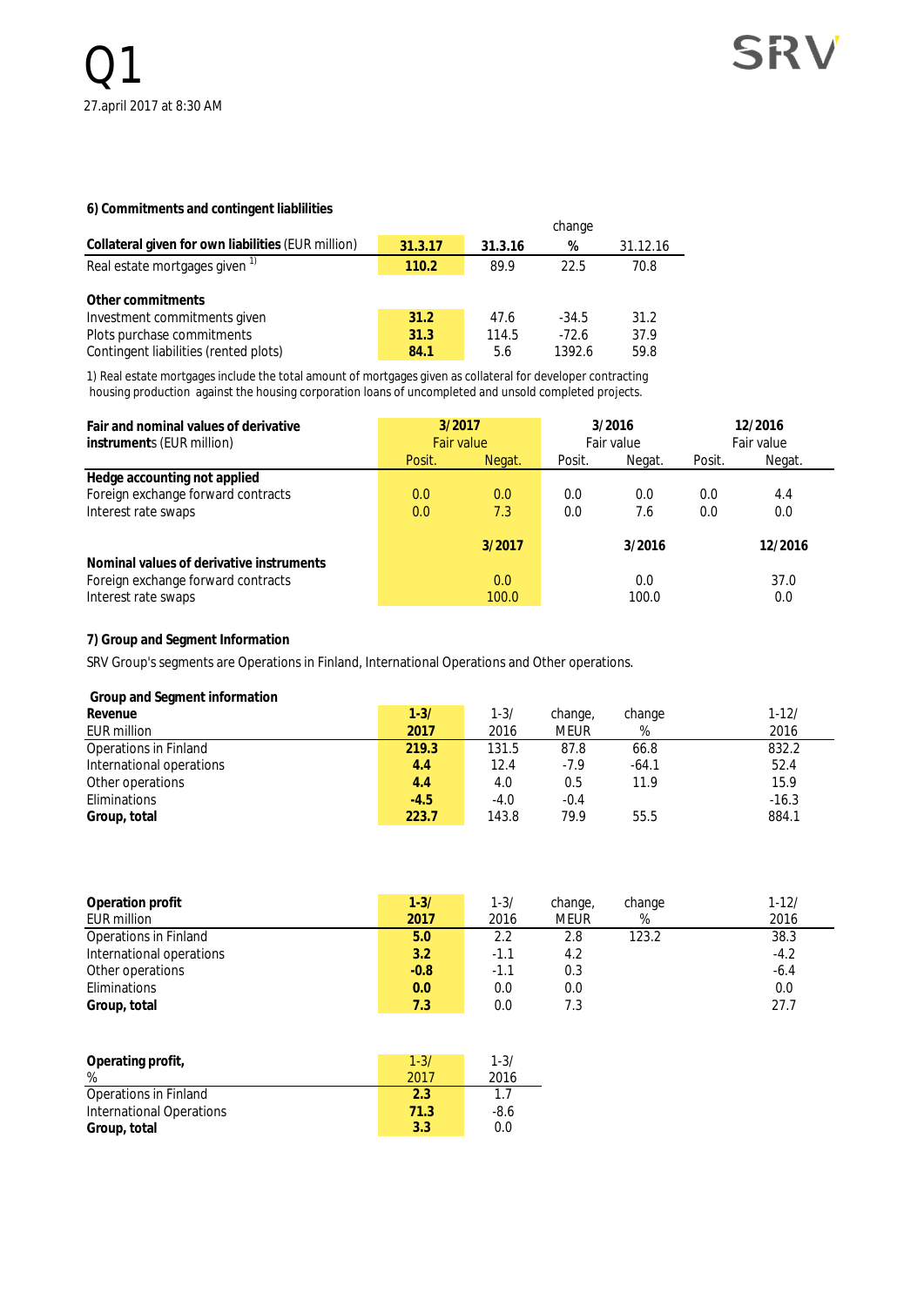### 6) Commitments and contingent liablilities

| Collateral given for own liabilities (EUR million) | 31.3.17 | 31.3.16 | change % | 31.12.16 |
|---|---|---|---|---|
| Real estate mortgages given [1] | 110.2 | 89.9 | 22.5 | 70.8 |
| | | | | |
| **Other commitments** | | | | |
| Investment commitments given | 31.2 | 47.6 | -34.5 | 31.2 |
| Plots purchase commitments | 31.3 | 114.5 | -72.6 | 37.9 |
| Contingent liabilities (rented plots) | 84.1 | 5.6 | 1392.6 | 59.8 |

1) Real estate mortgages include the total amount of mortgages given as collateral for developer contracting housing production against the housing corporation loans of uncompleted and unsold completed projects.

| Fair and nominal values of derivative instruments (EUR million) | 3/2017 Fair value | | 3/2016 Fair value | | 12/2016 Fair value | |
|---|---|---|---|---|---|---|
| | Posit. | Negat. | Posit. | Negat. | Posit. | Negat. |
| **Hedge accounting not applied** | | | | | | |
| Foreign exchange forward contracts | 0.0 | 0.0 | 0.0 | 0.0 | 0.0 | 4.4 |
| Interest rate swaps | 0.0 | 7.3 | 0.0 | 7.6 | 0.0 | 0.0 |
| | | **3/2017** | | **3/2016** | | **12/2016** |
| **Nominal values of derivative instruments** | | | | | | |
| Foreign exchange forward contracts | | 0.0 | | 0.0 | | 37.0 |
| Interest rate swaps | | 100.0 | | 100.0 | | 0.0 |

### 7) Group and Segment Information

SRV Group's segments are Operations in Finland, International Operations and Other operations.

**Group and Segment information**

| Revenue EUR million | 1-3/ 2017 | 1-3/ 2016 | change, MEUR | change % | 1-12/ 2016 |
|---|---|---|---|---|---|
| Operations in Finland | 219.3 | 131.5 | 87.8 | 66.8 | 832.2 |
| International operations | 4.4 | 12.4 | -7.9 | -64.1 | 52.4 |
| Other operations | 4.4 | 4.0 | 0.5 | 11.9 | 15.9 |
| Eliminations | -4.5 | -4.0 | -0.4 | | -16.3 |
| **Group, total** | 223.7 | 143.8 | 79.9 | 55.5 | 884.1 |

| Operation profit EUR million | 1-3/ 2017 | 1-3/ 2016 | change, MEUR | change % | 1-12/ 2016 |
|---|---|---|---|---|---|
| Operations in Finland | 5.0 | 2.2 | 2.8 | 123.2 | 38.3 |
| International operations | 3.2 | -1.1 | 4.2 | | -4.2 |
| Other operations | -0.8 | -1.1 | 0.3 | | -6.4 |
| Eliminations | 0.0 | 0.0 | 0.0 | | 0.0 |
| **Group, total** | 7.3 | 0.0 | 7.3 | | 27.7 |

| Operating profit, % | 1-3/ 2017 | 1-3/ 2016 |
|---|---|---|
| Operations in Finland | 2.3 | 1.7 |
| International Operations | 71.3 | -8.6 |
| **Group, total** | 3.3 | 0.0 |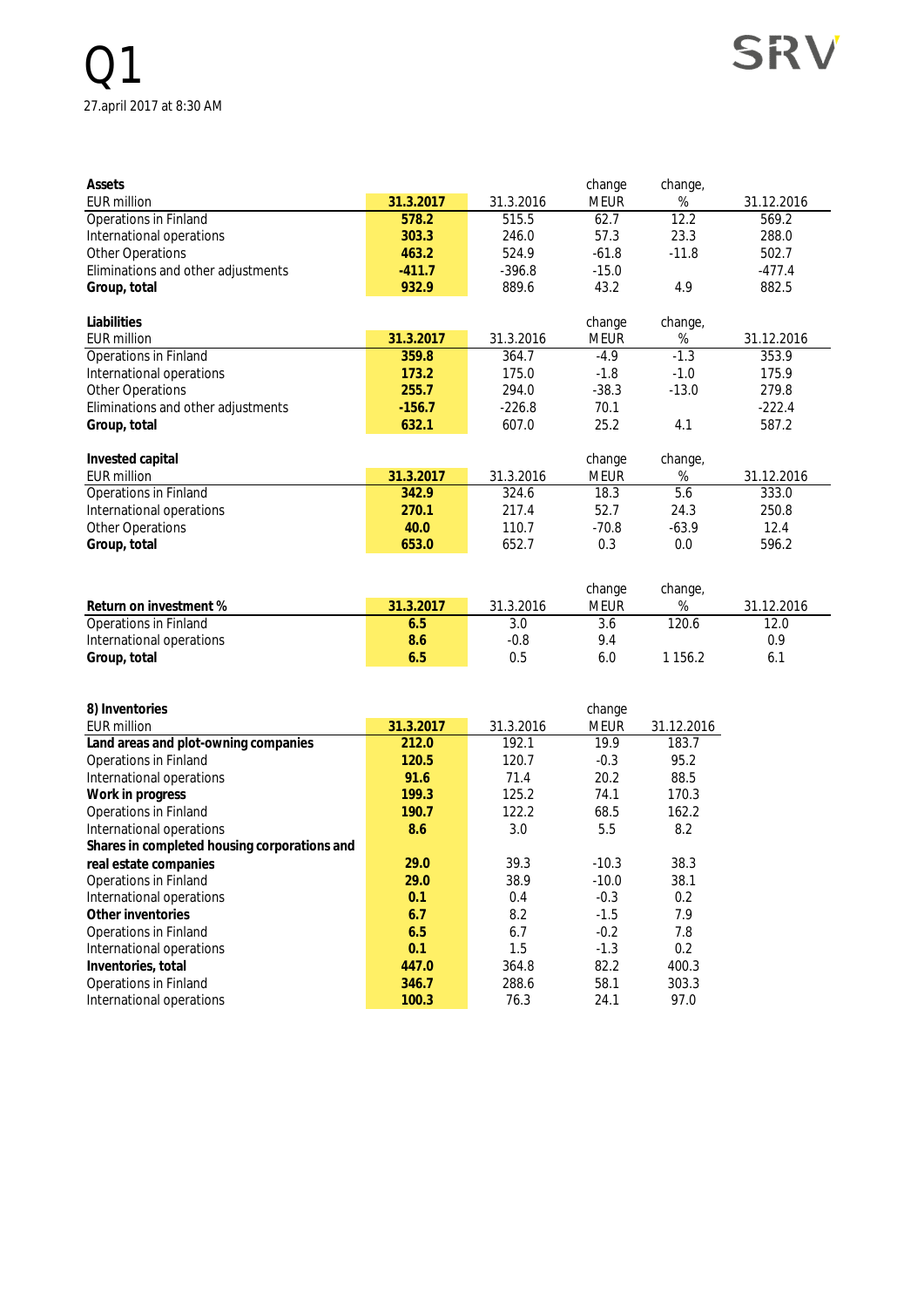# Q1

27.april 2017 at 8:30 AM

| Assets<br>EUR million | 31.3.2017 | 31.3.2016 | change MEUR | change, % | 31.12.2016 |
|---|---|---|---|---|---|
| Operations in Finland | **578.2** | 515.5 | 62.7 | 12.2 | 569.2 |
| International operations | **303.3** | 246.0 | 57.3 | 23.3 | 288.0 |
| Other Operations | **463.2** | 524.9 | -61.8 | -11.8 | 502.7 |
| Eliminations and other adjustments | **-411.7** | -396.8 | -15.0 | | -477.4 |
| **Group, total** | **932.9** | 889.6 | 43.2 | 4.9 | 882.5 |

| Liabilities<br>EUR million | 31.3.2017 | 31.3.2016 | change MEUR | change, % | 31.12.2016 |
|---|---|---|---|---|---|
| Operations in Finland | **359.8** | 364.7 | -4.9 | -1.3 | 353.9 |
| International operations | **173.2** | 175.0 | -1.8 | -1.0 | 175.9 |
| Other Operations | **255.7** | 294.0 | -38.3 | -13.0 | 279.8 |
| Eliminations and other adjustments | **-156.7** | -226.8 | 70.1 | | -222.4 |
| **Group, total** | **632.1** | 607.0 | 25.2 | 4.1 | 587.2 |

| Invested capital<br>EUR million | 31.3.2017 | 31.3.2016 | change MEUR | change, % | 31.12.2016 |
|---|---|---|---|---|---|
| Operations in Finland | **342.9** | 324.6 | 18.3 | 5.6 | 333.0 |
| International operations | **270.1** | 217.4 | 52.7 | 24.3 | 250.8 |
| Other Operations | **40.0** | 110.7 | -70.8 | -63.9 | 12.4 |
| **Group, total** | **653.0** | 652.7 | 0.3 | 0.0 | 596.2 |

| Return on investment % | 31.3.2017 | 31.3.2016 | change MEUR | change, % | 31.12.2016 |
|---|---|---|---|---|---|
| Operations in Finland | **6.5** | 3.0 | 3.6 | 120.6 | 12.0 |
| International operations | **8.6** | -0.8 | 9.4 | | 0.9 |
| **Group, total** | **6.5** | 0.5 | 6.0 | 1 156.2 | 6.1 |

| 8) Inventories<br>EUR million | 31.3.2017 | 31.3.2016 | change MEUR | 31.12.2016 |
|---|---|---|---|---|
| **Land areas and plot-owning companies** | **212.0** | 192.1 | 19.9 | 183.7 |
| Operations in Finland | **120.5** | 120.7 | -0.3 | 95.2 |
| International operations | **91.6** | 71.4 | 20.2 | 88.5 |
| **Work in progress** | **199.3** | 125.2 | 74.1 | 170.3 |
| Operations in Finland | **190.7** | 122.2 | 68.5 | 162.2 |
| International operations | **8.6** | 3.0 | 5.5 | 8.2 |
| **Shares in completed housing corporations and real estate companies** | **29.0** | 39.3 | -10.3 | 38.3 |
| Operations in Finland | **29.0** | 38.9 | -10.0 | 38.1 |
| International operations | **0.1** | 0.4 | -0.3 | 0.2 |
| **Other inventories** | **6.7** | 8.2 | -1.5 | 7.9 |
| Operations in Finland | **6.5** | 6.7 | -0.2 | 7.8 |
| International operations | **0.1** | 1.5 | -1.3 | 0.2 |
| **Inventories, total** | **447.0** | 364.8 | 82.2 | 400.3 |
| Operations in Finland | **346.7** | 288.6 | 58.1 | 303.3 |
| International operations | **100.3** | 76.3 | 24.1 | 97.0 |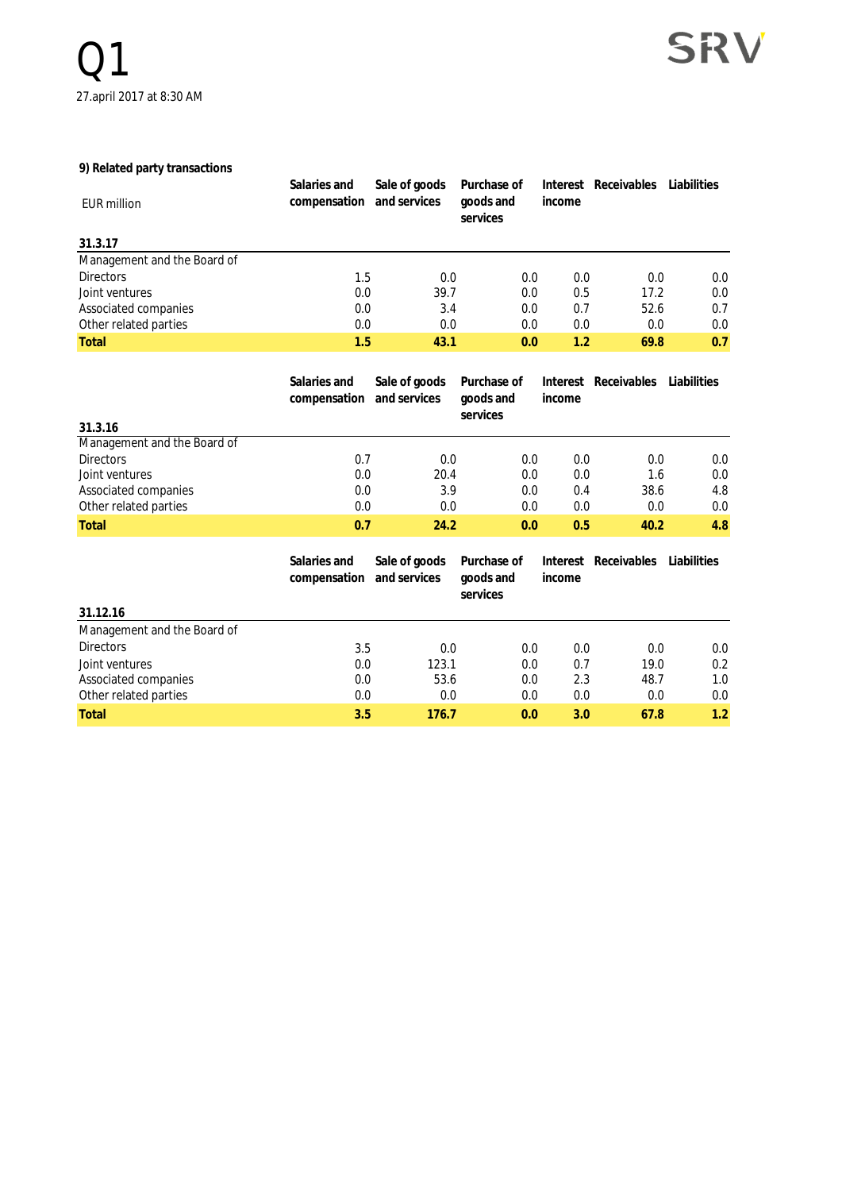### 9) Related party transactions

| EUR million | Salaries and compensation | Sale of goods and services | Purchase of goods and services | Interest income | Receivables | Liabilities |
|---|---|---|---|---|---|---|
| **31.3.17** | | | | | | |
| Management and the Board of Directors | 1.5 | 0.0 | 0.0 | 0.0 | 0.0 | 0.0 |
| Joint ventures | 0.0 | 39.7 | 0.0 | 0.5 | 17.2 | 0.0 |
| Associated companies | 0.0 | 3.4 | 0.0 | 0.7 | 52.6 | 0.7 |
| Other related parties | 0.0 | 0.0 | 0.0 | 0.0 | 0.0 | 0.0 |
| **Total** | **1.5** | **43.1** | **0.0** | **1.2** | **69.8** | **0.7** |

| | Salaries and compensation | Sale of goods and services | Purchase of goods and services | Interest income | Receivables | Liabilities |
|---|---|---|---|---|---|---|
| **31.3.16** | | | | | | |
| Management and the Board of Directors | 0.7 | 0.0 | 0.0 | 0.0 | 0.0 | 0.0 |
| Joint ventures | 0.0 | 20.4 | 0.0 | 0.0 | 1.6 | 0.0 |
| Associated companies | 0.0 | 3.9 | 0.0 | 0.4 | 38.6 | 4.8 |
| Other related parties | 0.0 | 0.0 | 0.0 | 0.0 | 0.0 | 0.0 |
| **Total** | **0.7** | **24.2** | **0.0** | **0.5** | **40.2** | **4.8** |

| | Salaries and compensation | Sale of goods and services | Purchase of goods and services | Interest income | Receivables | Liabilities |
|---|---|---|---|---|---|---|
| **31.12.16** | | | | | | |
| Management and the Board of Directors | 3.5 | 0.0 | 0.0 | 0.0 | 0.0 | 0.0 |
| Joint ventures | 0.0 | 123.1 | 0.0 | 0.7 | 19.0 | 0.2 |
| Associated companies | 0.0 | 53.6 | 0.0 | 2.3 | 48.7 | 1.0 |
| Other related parties | 0.0 | 0.0 | 0.0 | 0.0 | 0.0 | 0.0 |
| **Total** | **3.5** | **176.7** | **0.0** | **3.0** | **67.8** | **1.2** |